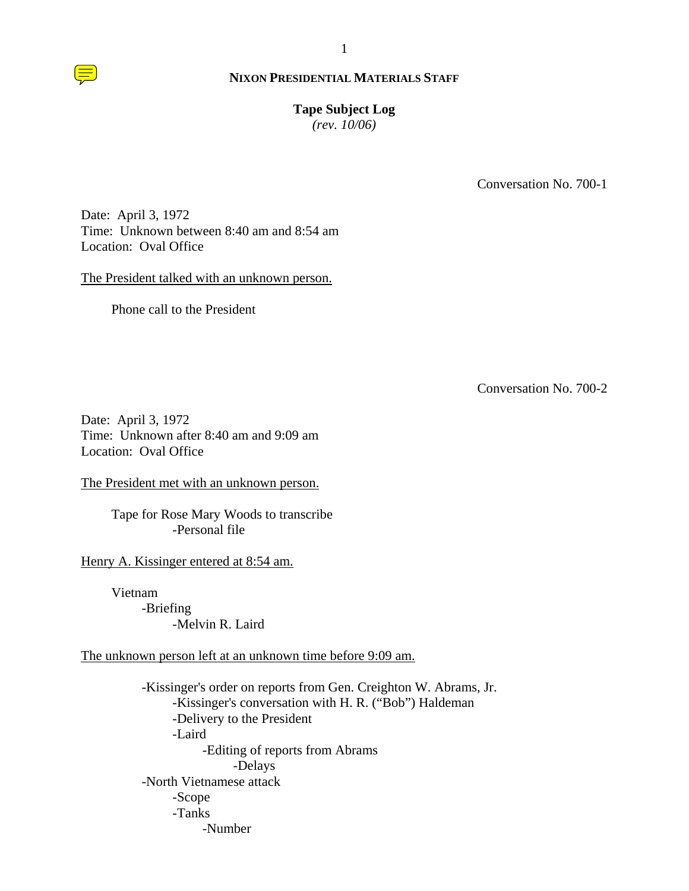**NIXON PRESIDENTIAL MATERIALS STAFF**

**Tape Subject Log**
*(rev. 10/06)*

Conversation No. 700-1

Date: April 3, 1972
Time: Unknown between 8:40 am and 8:54 am
Location: Oval Office

<u>The President talked with an unknown person.</u>

Phone call to the President

Conversation No. 700-2

Date: April 3, 1972
Time: Unknown after 8:40 am and 9:09 am
Location: Oval Office

<u>The President met with an unknown person.</u>

Tape for Rose Mary Woods to transcribe
- -Personal file

<u>Henry A. Kissinger entered at 8:54 am.</u>

Vietnam
- -Briefing
  - -Melvin R. Laird

<u>The unknown person left at an unknown time before 9:09 am.</u>

- -Kissinger's order on reports from Gen. Creighton W. Abrams, Jr.
  - -Kissinger's conversation with H. R. ("Bob") Haldeman
  - -Delivery to the President
  - -Laird
    - -Editing of reports from Abrams
      - -Delays
- -North Vietnamese attack
  - -Scope
  - -Tanks
    - -Number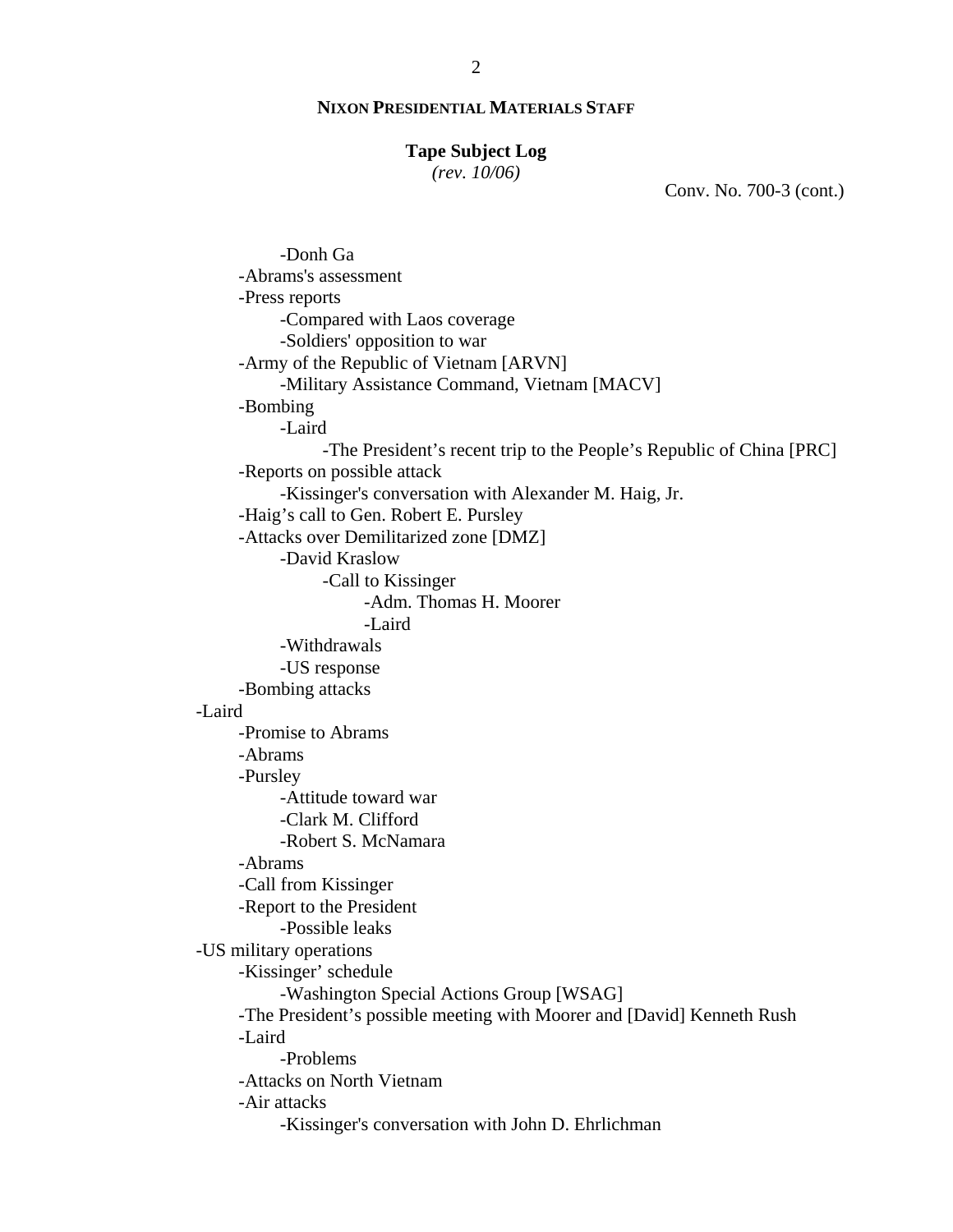**NIXON PRESIDENTIAL MATERIALS STAFF**

**Tape Subject Log**
*(rev. 10/06)*

Conv. No. 700-3 (cont.)

- -Donh Ga
    - -Abrams's assessment
    - -Press reports
        - -Compared with Laos coverage
        - -Soldiers' opposition to war
    - -Army of the Republic of Vietnam [ARVN]
        - -Military Assistance Command, Vietnam [MACV]
    - -Bombing
        - -Laird
            - -The President's recent trip to the People's Republic of China [PRC]
    - -Reports on possible attack
        - -Kissinger's conversation with Alexander M. Haig, Jr.
    - -Haig's call to Gen. Robert E. Pursley
    - -Attacks over Demilitarized zone [DMZ]
        - -David Kraslow
            - -Call to Kissinger
                - -Adm. Thomas H. Moorer
                - -Laird
        - -Withdrawals
        - -US response
    - -Bombing attacks
- -Laird
    - -Promise to Abrams
    - -Abrams
    - -Pursley
        - -Attitude toward war
        - -Clark M. Clifford
        - -Robert S. McNamara
    - -Abrams
    - -Call from Kissinger
    - -Report to the President
        - -Possible leaks
- -US military operations
    - -Kissinger' schedule
        - -Washington Special Actions Group [WSAG]
    - -The President's possible meeting with Moorer and [David] Kenneth Rush
    - -Laird
        - -Problems
    - -Attacks on North Vietnam
    - -Air attacks
        - -Kissinger's conversation with John D. Ehrlichman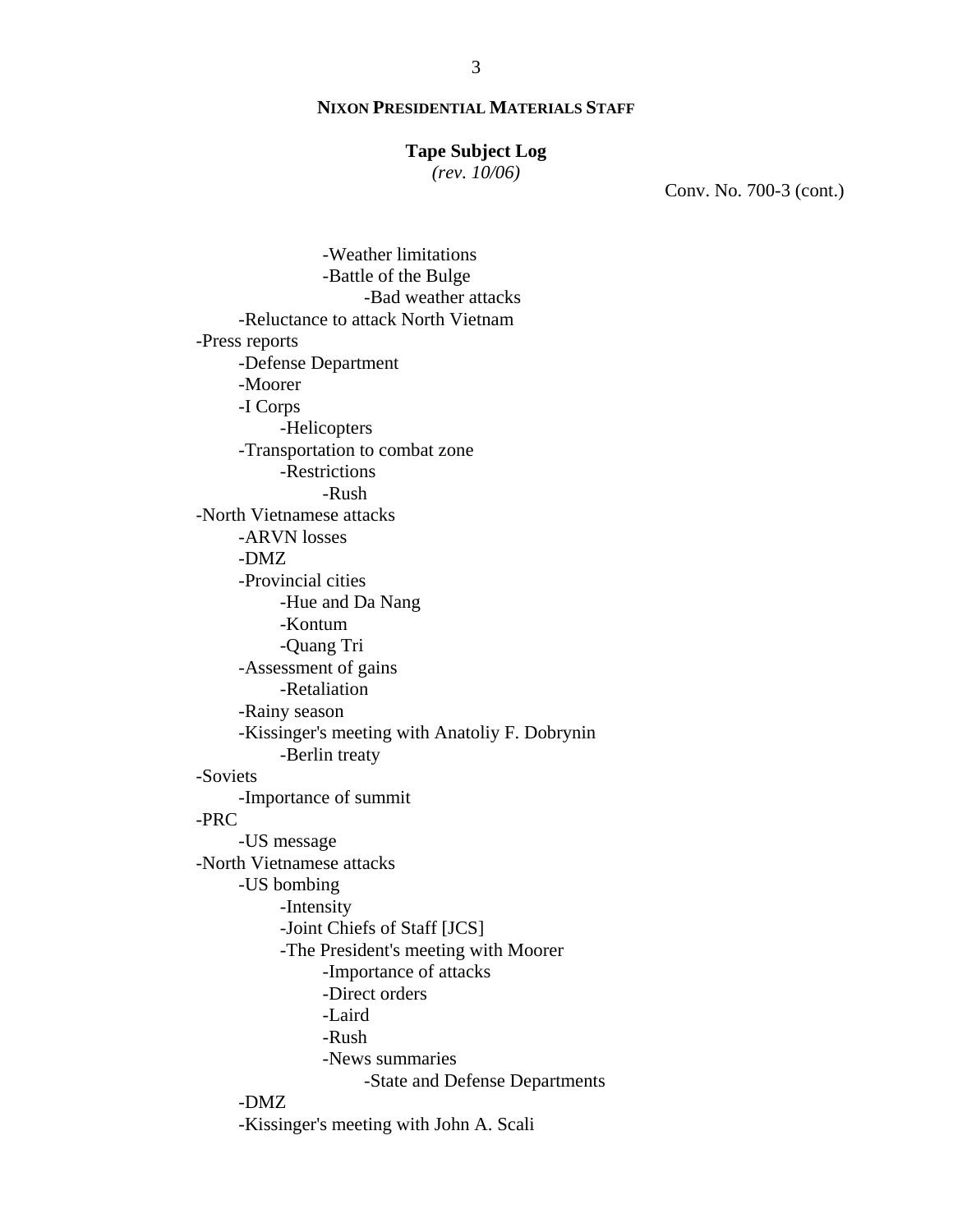**NIXON PRESIDENTIAL MATERIALS STAFF**

**Tape Subject Log**
*(rev. 10/06)*

Conv. No. 700-3 (cont.)

- -Weather limitations
- -Battle of the Bulge
  - -Bad weather attacks
- -Reluctance to attack North Vietnam

-Press reports
- -Defense Department
- -Moorer
- -I Corps
  - -Helicopters
- -Transportation to combat zone
  - -Restrictions
    - -Rush

-North Vietnamese attacks
- -ARVN losses
- -DMZ
- -Provincial cities
  - -Hue and Da Nang
  - -Kontum
  - -Quang Tri
- -Assessment of gains
  - -Retaliation
- -Rainy season
- -Kissinger's meeting with Anatoliy F. Dobrynin
  - -Berlin treaty

-Soviets
- -Importance of summit

-PRC
- -US message

-North Vietnamese attacks
- -US bombing
  - -Intensity
  - -Joint Chiefs of Staff [JCS]
  - -The President's meeting with Moorer
    - -Importance of attacks
    - -Direct orders
    - -Laird
    - -Rush
    - -News summaries
      - -State and Defense Departments
- -DMZ
- -Kissinger's meeting with John A. Scali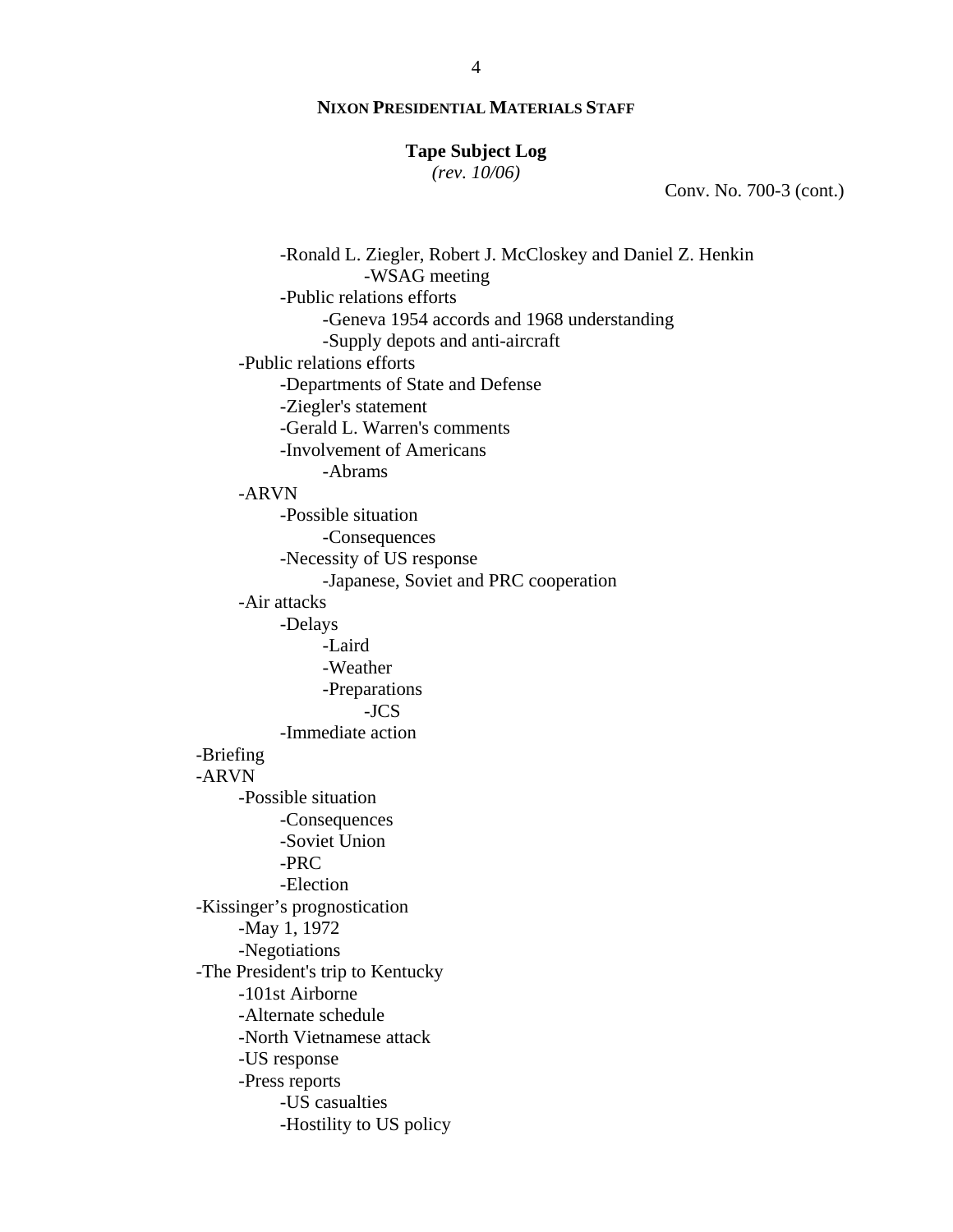**NIXON PRESIDENTIAL MATERIALS STAFF**

**Tape Subject Log**
*(rev. 10/06)*

Conv. No. 700-3 (cont.)

- -Ronald L. Ziegler, Robert J. McCloskey and Daniel Z. Henkin
        - -WSAG meeting
    - -Public relations efforts
        - -Geneva 1954 accords and 1968 understanding
        - -Supply depots and anti-aircraft
- -Public relations efforts
    - -Departments of State and Defense
    - -Ziegler's statement
    - -Gerald L. Warren's comments
    - -Involvement of Americans
        - -Abrams
- -ARVN
    - -Possible situation
        - -Consequences
    - -Necessity of US response
        - -Japanese, Soviet and PRC cooperation
- -Air attacks
    - -Delays
        - -Laird
        - -Weather
        - -Preparations
            - -JCS
    - -Immediate action

-Briefing

-ARVN
- -Possible situation
    - -Consequences
    - -Soviet Union
    - -PRC
    - -Election

-Kissinger's prognostication
- -May 1, 1972
- -Negotiations

-The President's trip to Kentucky
- -101st Airborne
- -Alternate schedule
- -North Vietnamese attack
- -US response
- -Press reports
    - -US casualties
    - -Hostility to US policy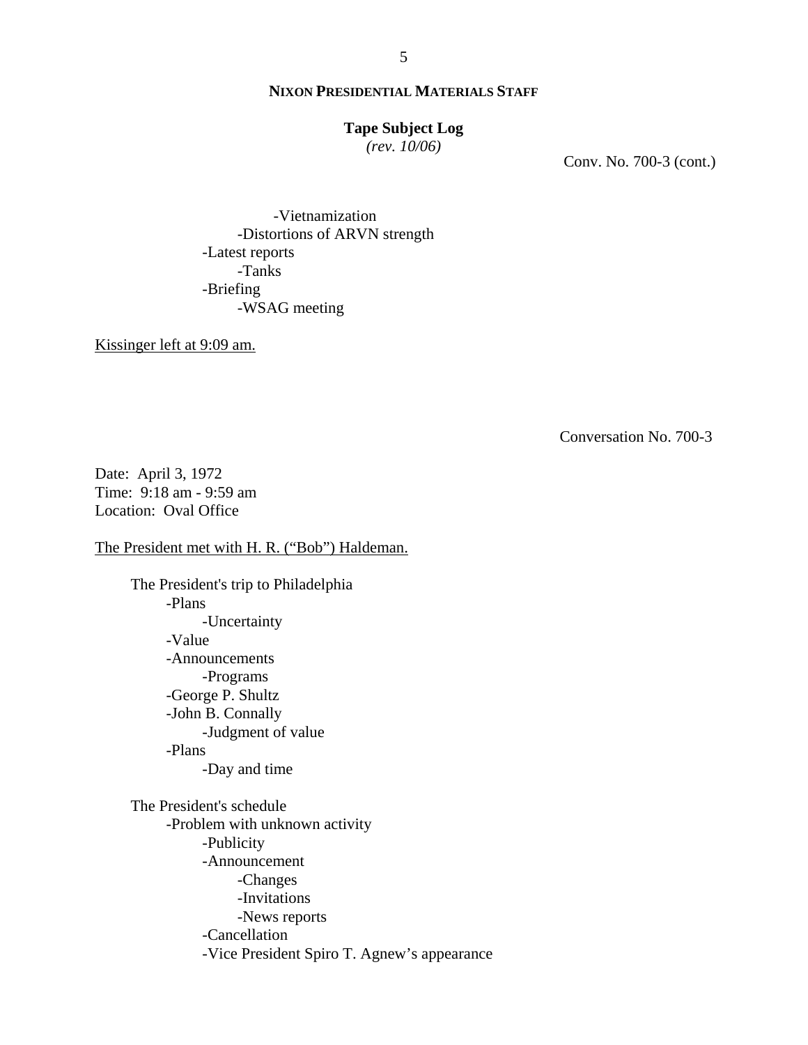**NIXON PRESIDENTIAL MATERIALS STAFF**

**Tape Subject Log**
*(rev. 10/06)*

Conv. No. 700-3 (cont.)

- -Vietnamization
  - -Distortions of ARVN strength
- -Latest reports
  - -Tanks
- -Briefing
  - -WSAG meeting

Kissinger left at 9:09 am.

Conversation No. 700-3

Date: April 3, 1972
Time: 9:18 am - 9:59 am
Location: Oval Office

The President met with H. R. ("Bob") Haldeman.

The President's trip to Philadelphia
- -Plans
  - -Uncertainty
- -Value
- -Announcements
  - -Programs
- -George P. Shultz
- -John B. Connally
  - -Judgment of value
- -Plans
  - -Day and time

The President's schedule
- -Problem with unknown activity
  - -Publicity
  - -Announcement
    - -Changes
    - -Invitations
    - -News reports
  - -Cancellation
  - -Vice President Spiro T. Agnew's appearance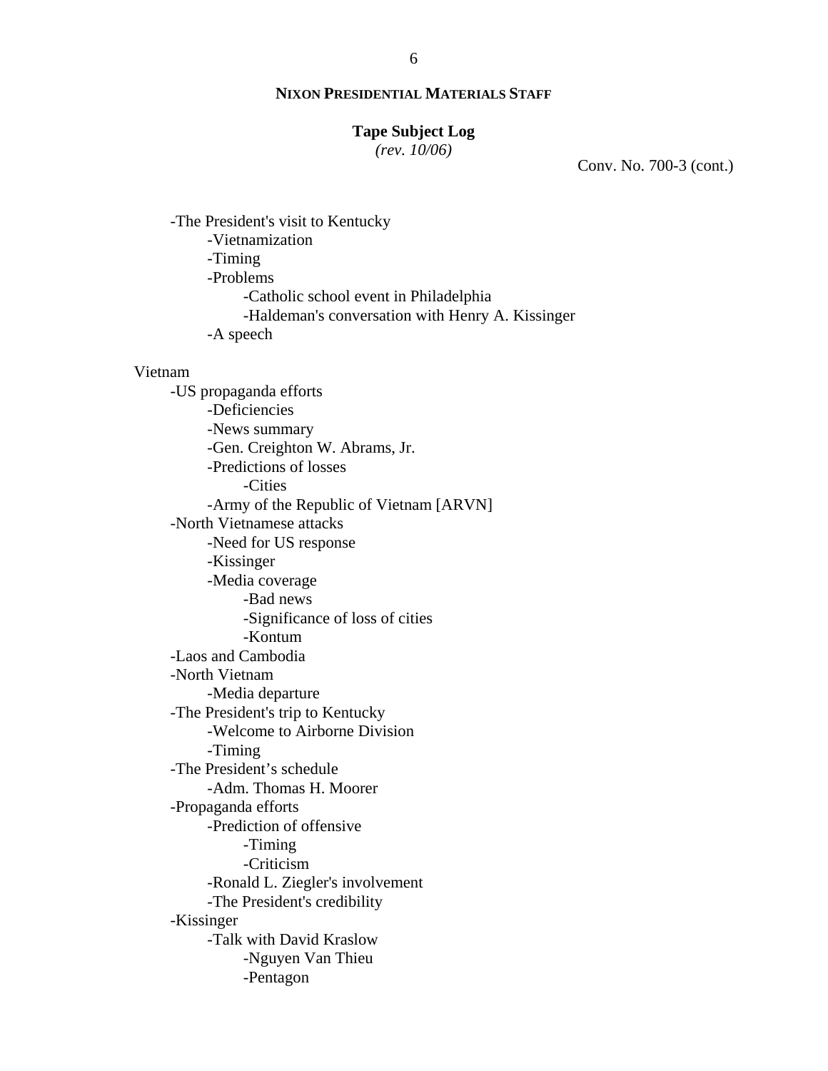**NIXON PRESIDENTIAL MATERIALS STAFF**

**Tape Subject Log**
*(rev. 10/06)*

Conv. No. 700-3 (cont.)

- -The President's visit to Kentucky
  - -Vietnamization
  - -Timing
  - -Problems
    - -Catholic school event in Philadelphia
    - -Haldeman's conversation with Henry A. Kissinger
  - -A speech

Vietnam

- -US propaganda efforts
  - -Deficiencies
  - -News summary
  - -Gen. Creighton W. Abrams, Jr.
  - -Predictions of losses
    - -Cities
  - -Army of the Republic of Vietnam [ARVN]
- -North Vietnamese attacks
  - -Need for US response
  - -Kissinger
  - -Media coverage
    - -Bad news
    - -Significance of loss of cities
    - -Kontum
- -Laos and Cambodia
- -North Vietnam
  - -Media departure
- -The President's trip to Kentucky
  - -Welcome to Airborne Division
  - -Timing
- -The President's schedule
  - -Adm. Thomas H. Moorer
- -Propaganda efforts
  - -Prediction of offensive
    - -Timing
    - -Criticism
  - -Ronald L. Ziegler's involvement
  - -The President's credibility
- -Kissinger
  - -Talk with David Kraslow
    - -Nguyen Van Thieu
    - -Pentagon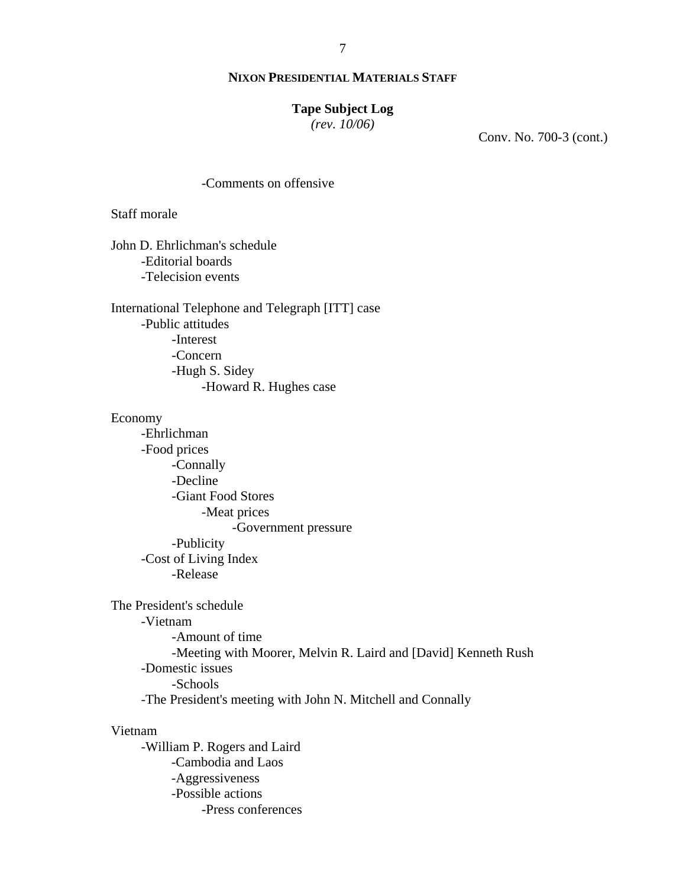**NIXON PRESIDENTIAL MATERIALS STAFF**

**Tape Subject Log**
*(rev. 10/06)*

Conv. No. 700-3 (cont.)

- Comments on offensive

Staff morale

John D. Ehrlichman's schedule
- Editorial boards
- Telecision events

International Telephone and Telegraph [ITT] case
- Public attitudes
    - Interest
    - Concern
    - Hugh S. Sidey
        - Howard R. Hughes case

Economy
- Ehrlichman
- Food prices
    - Connally
    - Decline
    - Giant Food Stores
        - Meat prices
            - Government pressure
    - Publicity
- Cost of Living Index
    - Release

The President's schedule
- Vietnam
    - Amount of time
    - Meeting with Moorer, Melvin R. Laird and [David] Kenneth Rush
- Domestic issues
    - Schools
- The President's meeting with John N. Mitchell and Connally

Vietnam
- William P. Rogers and Laird
    - Cambodia and Laos
    - Aggressiveness
    - Possible actions
        - Press conferences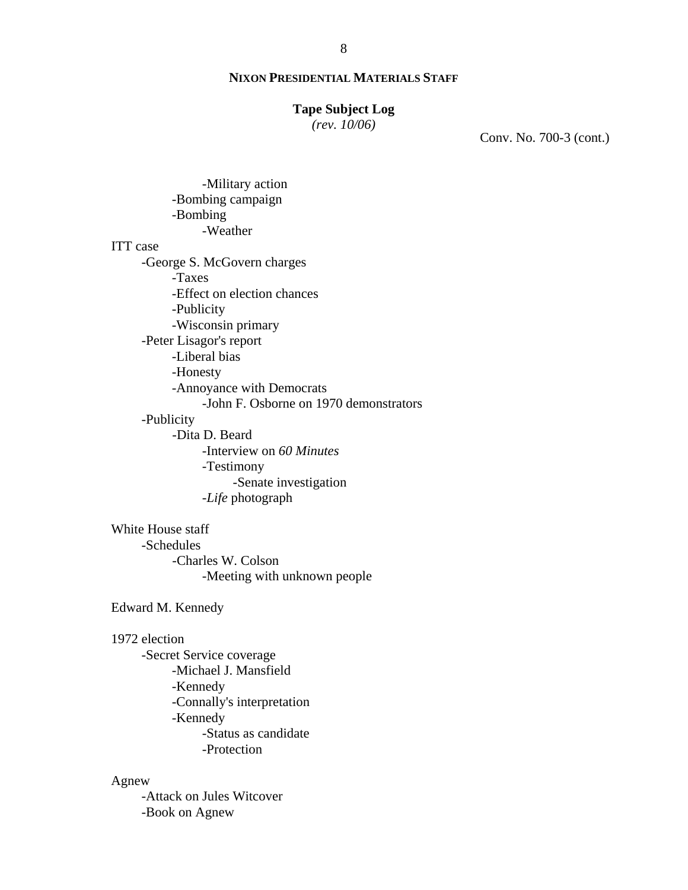**NIXON PRESIDENTIAL MATERIALS STAFF**

**Tape Subject Log**
*(rev. 10/06)*

Conv. No. 700-3 (cont.)

            -Military action
        -Bombing campaign
        -Bombing
            -Weather

ITT case
    -George S. McGovern charges
        -Taxes
        -Effect on election chances
        -Publicity
        -Wisconsin primary
    -Peter Lisagor's report
        -Liberal bias
        -Honesty
        -Annoyance with Democrats
            -John F. Osborne on 1970 demonstrators
    -Publicity
        -Dita D. Beard
            -Interview on *60 Minutes*
            -Testimony
                -Senate investigation
            -*Life* photograph

White House staff
    -Schedules
        -Charles W. Colson
            -Meeting with unknown people

Edward M. Kennedy

1972 election
    -Secret Service coverage
        -Michael J. Mansfield
        -Kennedy
        -Connally's interpretation
        -Kennedy
            -Status as candidate
            -Protection

Agnew
    -Attack on Jules Witcover
    -Book on Agnew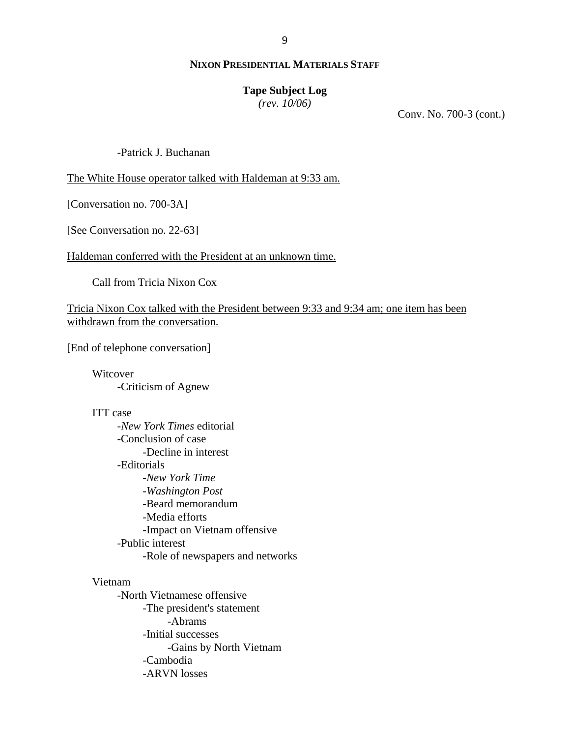**NIXON PRESIDENTIAL MATERIALS STAFF**

**Tape Subject Log**
*(rev. 10/06)*

Conv. No. 700-3 (cont.)

- Patrick J. Buchanan

<u>The White House operator talked with Haldeman at 9:33 am.</u>

[Conversation no. 700-3A]

[See Conversation no. 22-63]

<u>Haldeman conferred with the President at an unknown time.</u>

Call from Tricia Nixon Cox

<u>Tricia Nixon Cox talked with the President between 9:33 and 9:34 am; one item has been withdrawn from the conversation.</u>

[End of telephone conversation]

Witcover
- Criticism of Agnew

ITT case
- *New York Times* editorial
- Conclusion of case
  - Decline in interest
- Editorials
  - *New York Time*
  - *Washington Post*
  - Beard memorandum
  - Media efforts
  - Impact on Vietnam offensive
- Public interest
  - Role of newspapers and networks

Vietnam
- North Vietnamese offensive
  - The president's statement
    - Abrams
  - Initial successes
    - Gains by North Vietnam
  - Cambodia
  - ARVN losses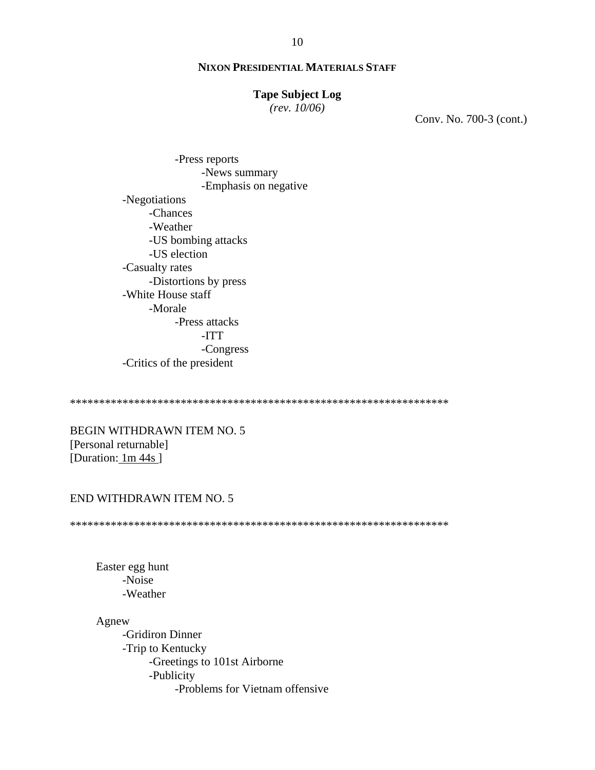**NIXON PRESIDENTIAL MATERIALS STAFF**

**Tape Subject Log**
*(rev. 10/06)*

Conv. No. 700-3 (cont.)

            -Press reports
                  -News summary
                  -Emphasis on negative
      -Negotiations
            -Chances
            -Weather
            -US bombing attacks
            -US election
      -Casualty rates
            -Distortions by press
      -White House staff
            -Morale
                  -Press attacks
                        -ITT
                        -Congress
      -Critics of the president

******************************************************************

BEGIN WITHDRAWN ITEM NO. 5
[Personal returnable]
[Duration: 1m 44s ]

END WITHDRAWN ITEM NO. 5

******************************************************************

Easter egg hunt
      -Noise
      -Weather

Agnew
      -Gridiron Dinner
      -Trip to Kentucky
            -Greetings to 101st Airborne
            -Publicity
                  -Problems for Vietnam offensive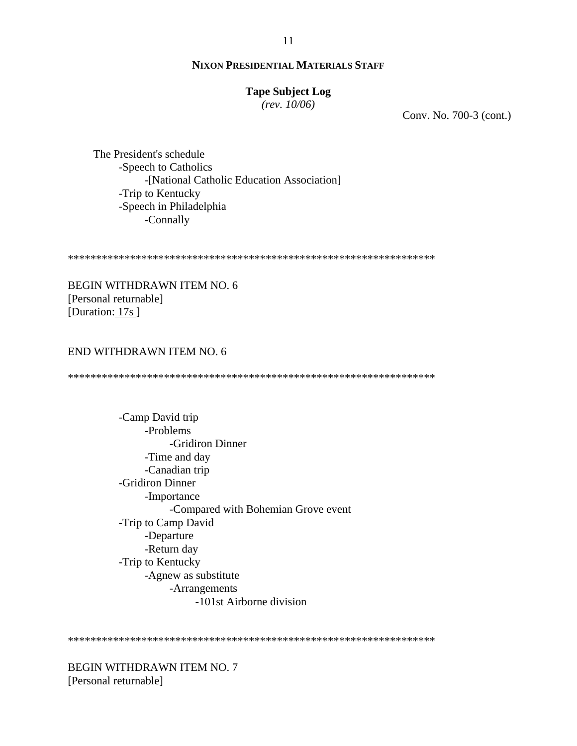Conv. No. 700-3 (cont.)

The President's schedule
- -Speech to Catholics
    - -[National Catholic Education Association]
- -Trip to Kentucky
- -Speech in Philadelphia
    - -Connally

*****************************************************************

BEGIN WITHDRAWN ITEM NO. 6
[Personal returnable]
[Duration: 17s ]

END WITHDRAWN ITEM NO. 6

*****************************************************************

- -Camp David trip
    - -Problems
        - -Gridiron Dinner
    - -Time and day
    - -Canadian trip
- -Gridiron Dinner
    - -Importance
        - -Compared with Bohemian Grove event
- -Trip to Camp David
    - -Departure
    - -Return day
- -Trip to Kentucky
    - -Agnew as substitute
        - -Arrangements
            - -101st Airborne division

*****************************************************************

BEGIN WITHDRAWN ITEM NO. 7
[Personal returnable]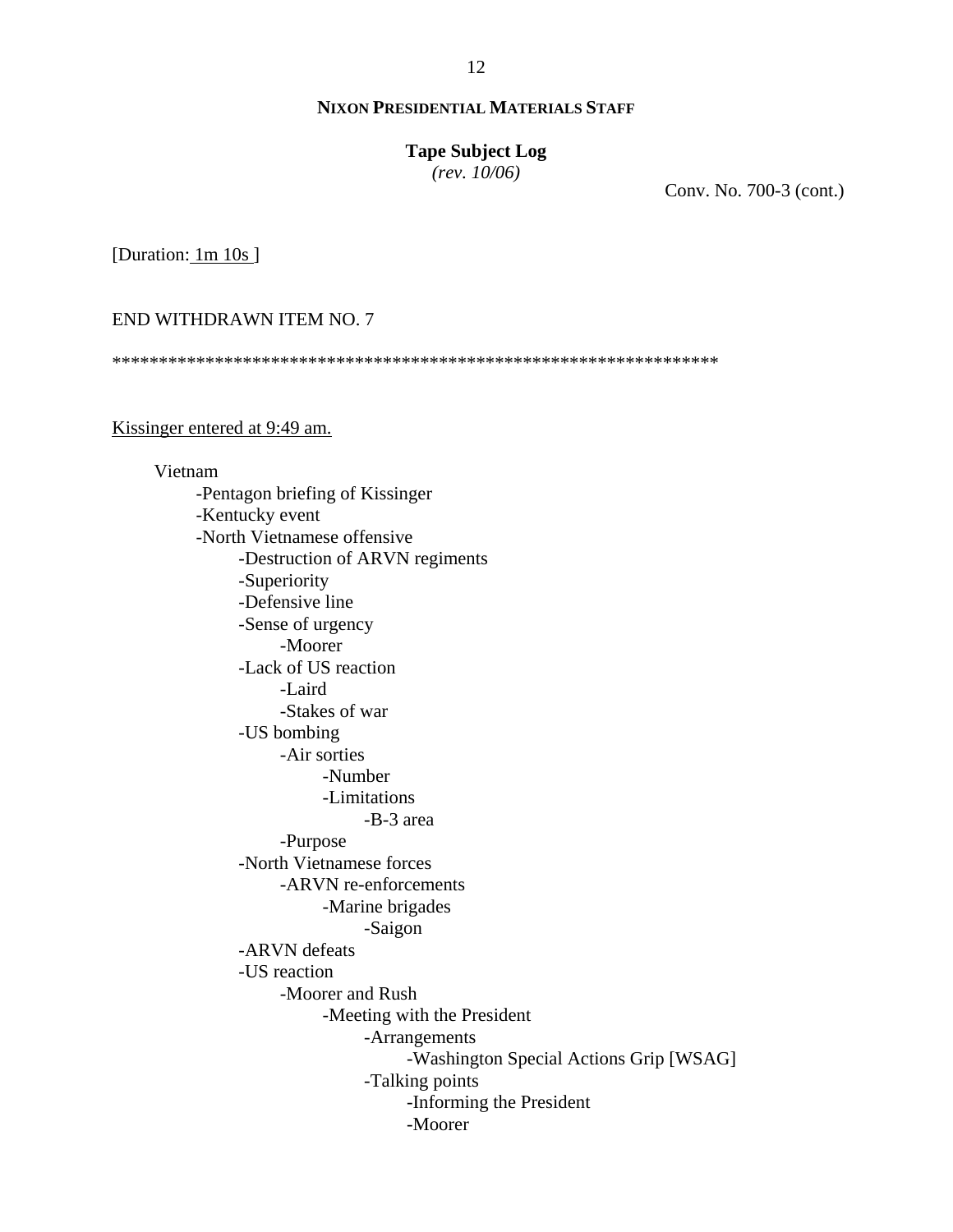**NIXON PRESIDENTIAL MATERIALS STAFF**

**Tape Subject Log**
*(rev. 10/06)*

Conv. No. 700-3 (cont.)

[Duration: 1m 10s ]

END WITHDRAWN ITEM NO. 7

*****************************************************************

Kissinger entered at 9:49 am.

- Vietnam
    - -Pentagon briefing of Kissinger
    - -Kentucky event
    - -North Vietnamese offensive
        - -Destruction of ARVN regiments
        - -Superiority
        - -Defensive line
        - -Sense of urgency
            - -Moorer
        - -Lack of US reaction
            - -Laird
            - -Stakes of war
        - -US bombing
            - -Air sorties
                - -Number
                - -Limitations
                    - -B-3 area
            - -Purpose
        - -North Vietnamese forces
            - -ARVN re-enforcements
                - -Marine brigades
                    - -Saigon
        - -ARVN defeats
        - -US reaction
            - -Moorer and Rush
                - -Meeting with the President
                    - -Arrangements
                        - -Washington Special Actions Grip [WSAG]
                    - -Talking points
                        - -Informing the President
                        - -Moorer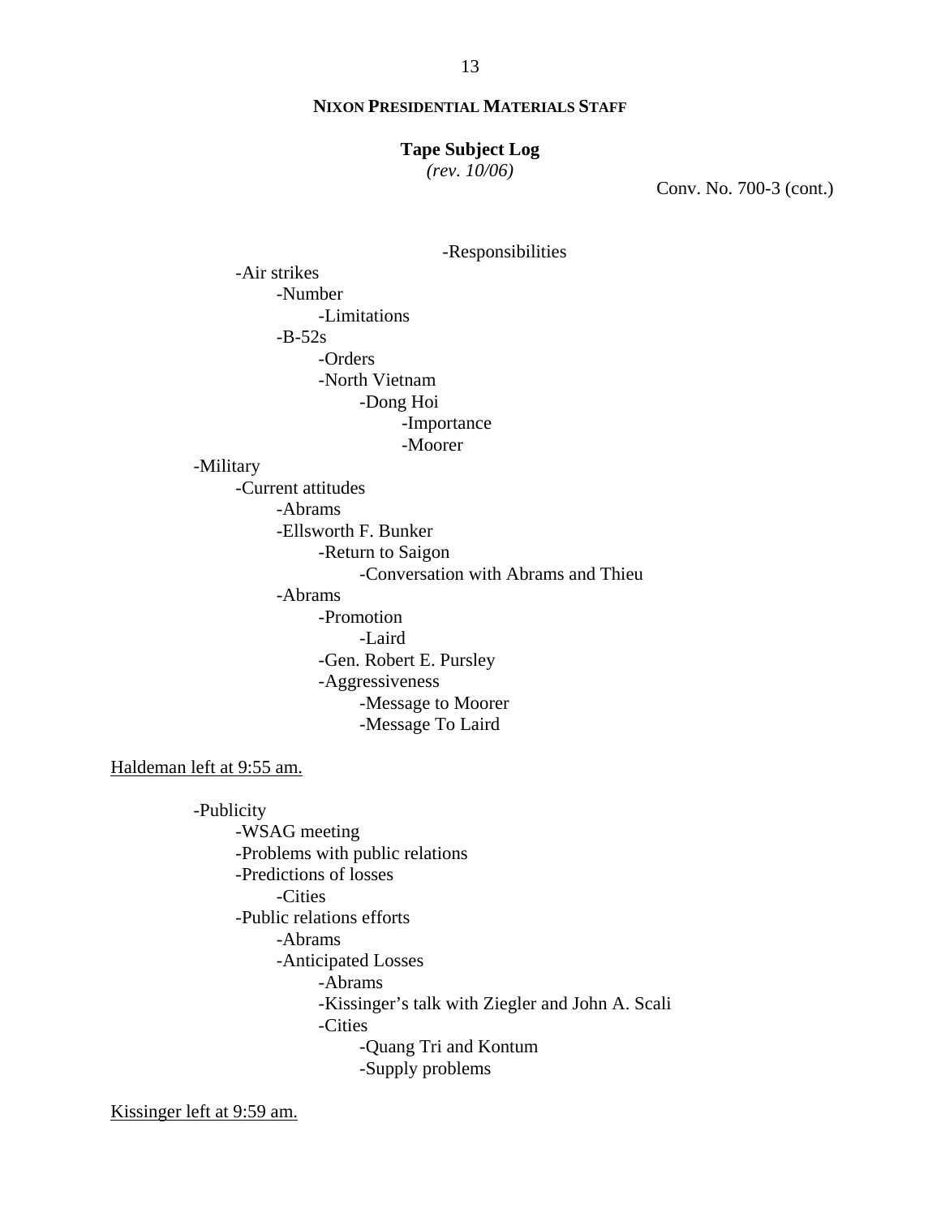**NIXON PRESIDENTIAL MATERIALS STAFF**

**Tape Subject Log**
*(rev. 10/06)*

Conv. No. 700-3 (cont.)

                        -Responsibilities
        -Air strikes
            -Number
                -Limitations
            -B-52s
                -Orders
                -North Vietnam
                    -Dong Hoi
                        -Importance
                        -Moorer
    -Military
        -Current attitudes
            -Abrams
            -Ellsworth F. Bunker
                -Return to Saigon
                    -Conversation with Abrams and Thieu
            -Abrams
                -Promotion
                    -Laird
                -Gen. Robert E. Pursley
                -Aggressiveness
                    -Message to Moorer
                    -Message To Laird

<u>Haldeman left at 9:55 am.</u>

    -Publicity
        -WSAG meeting
        -Problems with public relations
        -Predictions of losses
            -Cities
        -Public relations efforts
            -Abrams
            -Anticipated Losses
                -Abrams
                -Kissinger's talk with Ziegler and John A. Scali
                -Cities
                    -Quang Tri and Kontum
                    -Supply problems

<u>Kissinger left at 9:59 am.</u>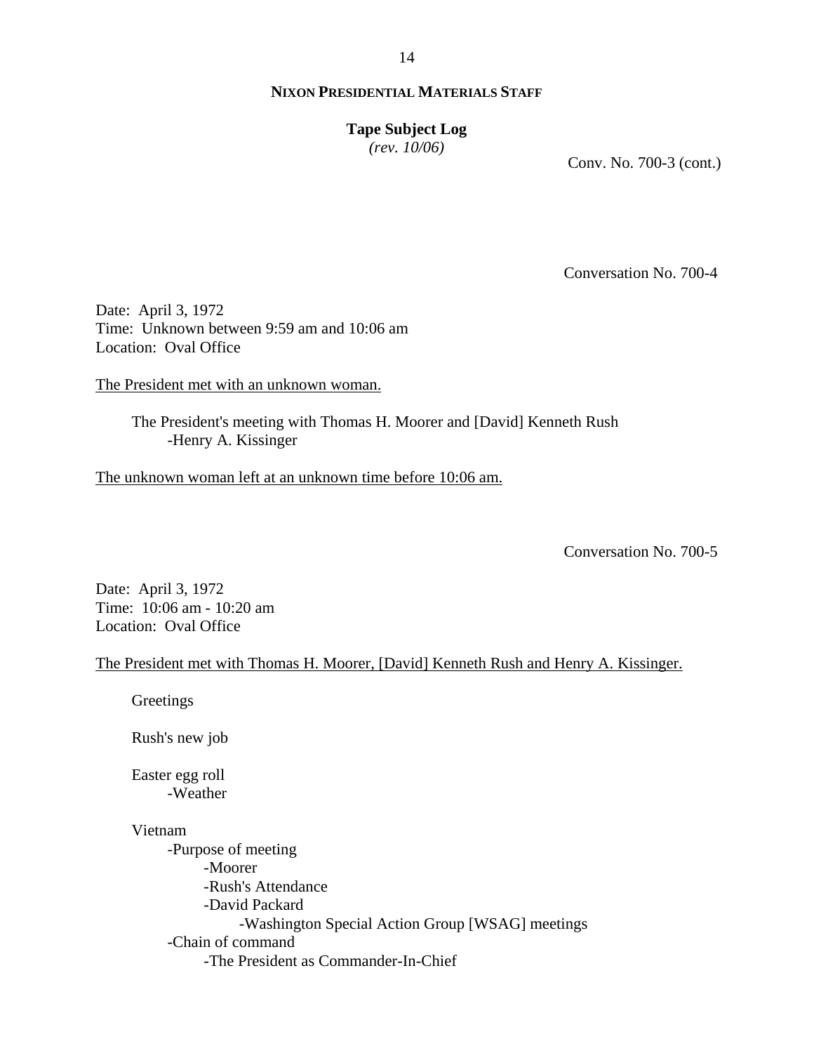**NIXON PRESIDENTIAL MATERIALS STAFF**

**Tape Subject Log**
*(rev. 10/06)*

Conv. No. 700-3 (cont.)

Conversation No. 700-4

Date: April 3, 1972
Time: Unknown between 9:59 am and 10:06 am
Location: Oval Office

The President met with an unknown woman.

- The President's meeting with Thomas H. Moorer and [David] Kenneth Rush
    - -Henry A. Kissinger

The unknown woman left at an unknown time before 10:06 am.

Conversation No. 700-5

Date: April 3, 1972
Time: 10:06 am - 10:20 am
Location: Oval Office

The President met with Thomas H. Moorer, [David] Kenneth Rush and Henry A. Kissinger.

- Greetings

- Rush's new job

- Easter egg roll
    - -Weather

- Vietnam
    - -Purpose of meeting
        - -Moorer
        - -Rush's Attendance
        - -David Packard
            - -Washington Special Action Group [WSAG] meetings
    - -Chain of command
        - -The President as Commander-In-Chief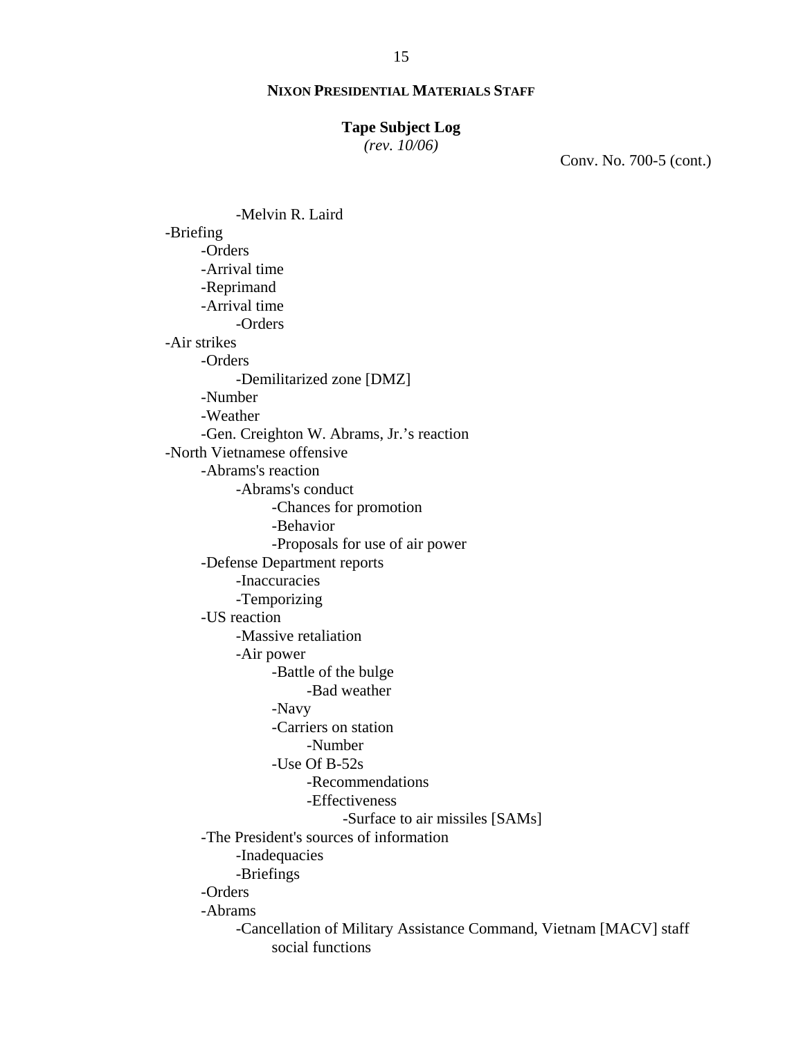**NIXON PRESIDENTIAL MATERIALS STAFF**

**Tape Subject Log**
*(rev. 10/06)*

Conv. No. 700-5 (cont.)

- -Melvin R. Laird
- -Briefing
    - -Orders
    - -Arrival time
    - -Reprimand
    - -Arrival time
        - -Orders
- -Air strikes
    - -Orders
        - -Demilitarized zone [DMZ]
    - -Number
    - -Weather
    - -Gen. Creighton W. Abrams, Jr.'s reaction
- -North Vietnamese offensive
    - -Abrams's reaction
        - -Abrams's conduct
            - -Chances for promotion
            - -Behavior
            - -Proposals for use of air power
    - -Defense Department reports
        - -Inaccuracies
        - -Temporizing
    - -US reaction
        - -Massive retaliation
        - -Air power
            - -Battle of the bulge
                - -Bad weather
            - -Navy
            - -Carriers on station
                - -Number
            - -Use Of B-52s
                - -Recommendations
                - -Effectiveness
                    - -Surface to air missiles [SAMs]
    - -The President's sources of information
        - -Inadequacies
        - -Briefings
    - -Orders
    - -Abrams
        - -Cancellation of Military Assistance Command, Vietnam [MACV] staff social functions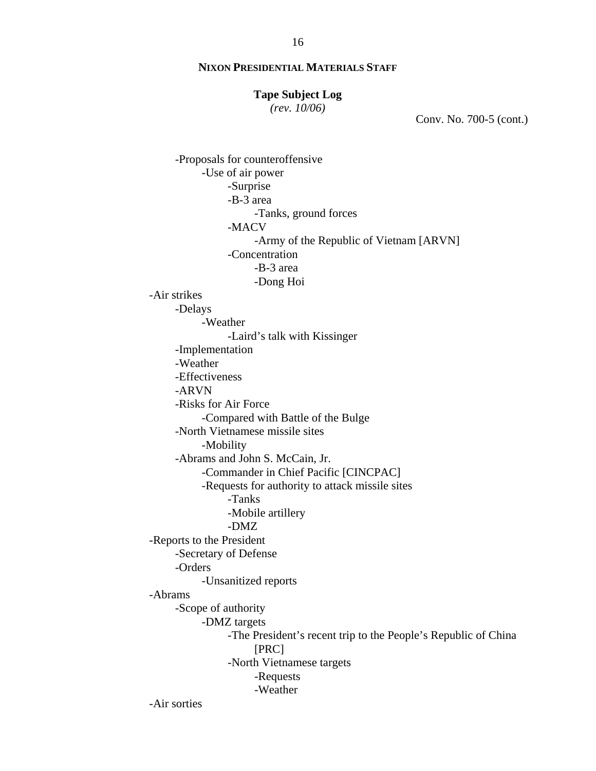**NIXON PRESIDENTIAL MATERIALS STAFF**

**Tape Subject Log**
*(rev. 10/06)*

Conv. No. 700-5 (cont.)

- -Proposals for counteroffensive
    - -Use of air power
        - -Surprise
        - -B-3 area
            - -Tanks, ground forces
        - -MACV
            - -Army of the Republic of Vietnam [ARVN]
        - -Concentration
            - -B-3 area
            - -Dong Hoi

-Air strikes
- -Delays
    - -Weather
        - -Laird's talk with Kissinger
- -Implementation
- -Weather
- -Effectiveness
- -ARVN
- -Risks for Air Force
    - -Compared with Battle of the Bulge
- -North Vietnamese missile sites
    - -Mobility
- -Abrams and John S. McCain, Jr.
    - -Commander in Chief Pacific [CINCPAC]
    - -Requests for authority to attack missile sites
        - -Tanks
        - -Mobile artillery
        - -DMZ

-Reports to the President
- -Secretary of Defense
- -Orders
    - -Unsanitized reports

-Abrams
- -Scope of authority
    - -DMZ targets
        - -The President's recent trip to the People's Republic of China [PRC]
        - -North Vietnamese targets
            - -Requests
            - -Weather

-Air sorties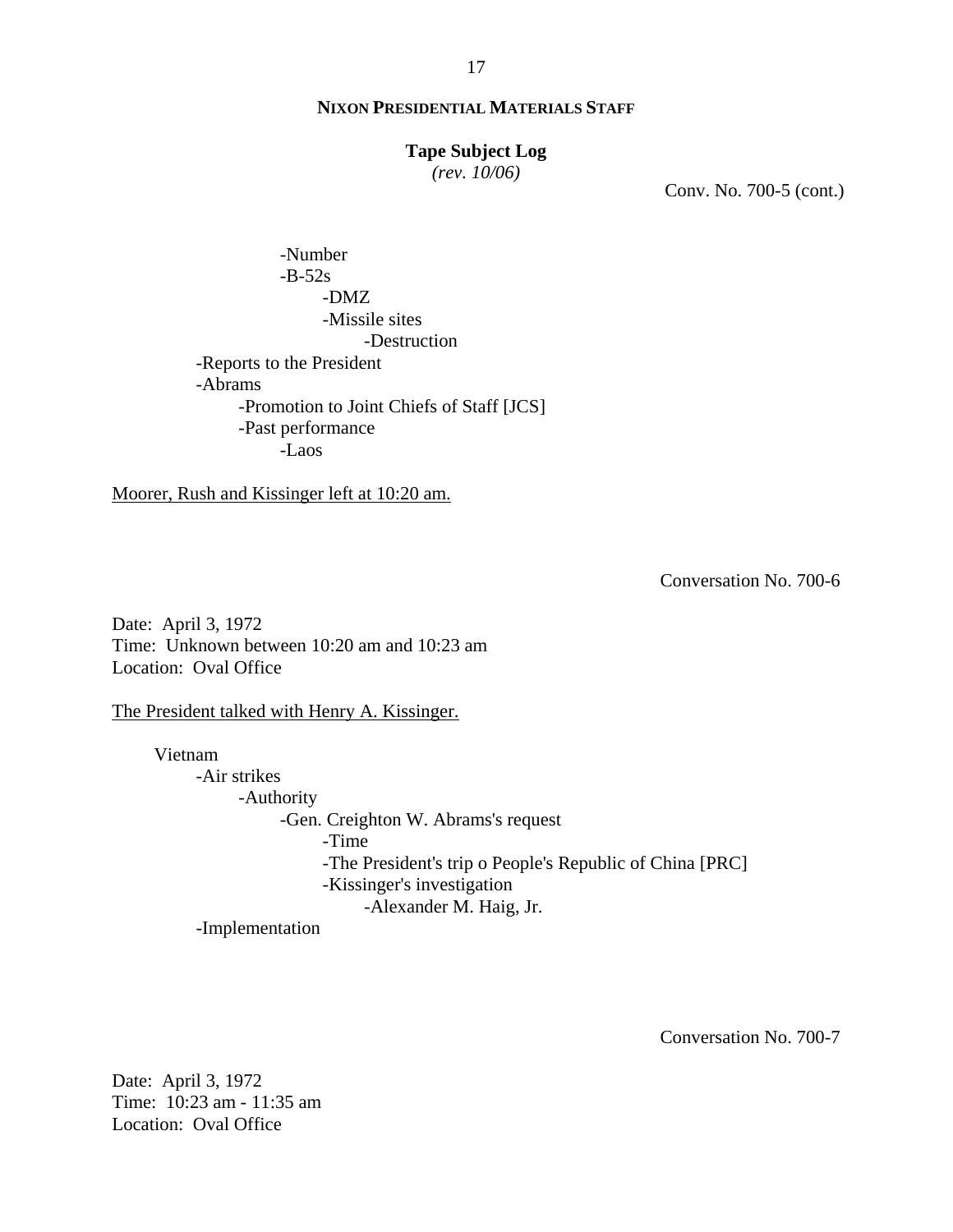Conv. No. 700-5 (cont.)

- -Number
- -B-52s
  - -DMZ
  - -Missile sites
    - -Destruction
- -Reports to the President
- -Abrams
  - -Promotion to Joint Chiefs of Staff [JCS]
  - -Past performance
    - -Laos

Moorer, Rush and Kissinger left at 10:20 am.

Conversation No. 700-6

Date: April 3, 1972
Time: Unknown between 10:20 am and 10:23 am
Location: Oval Office

The President talked with Henry A. Kissinger.

Vietnam
- -Air strikes
  - -Authority
    - -Gen. Creighton W. Abrams's request
      - -Time
      - -The President's trip o People's Republic of China [PRC]
      - -Kissinger's investigation
        - -Alexander M. Haig, Jr.
- -Implementation

Conversation No. 700-7

Date: April 3, 1972
Time: 10:23 am - 11:35 am
Location: Oval Office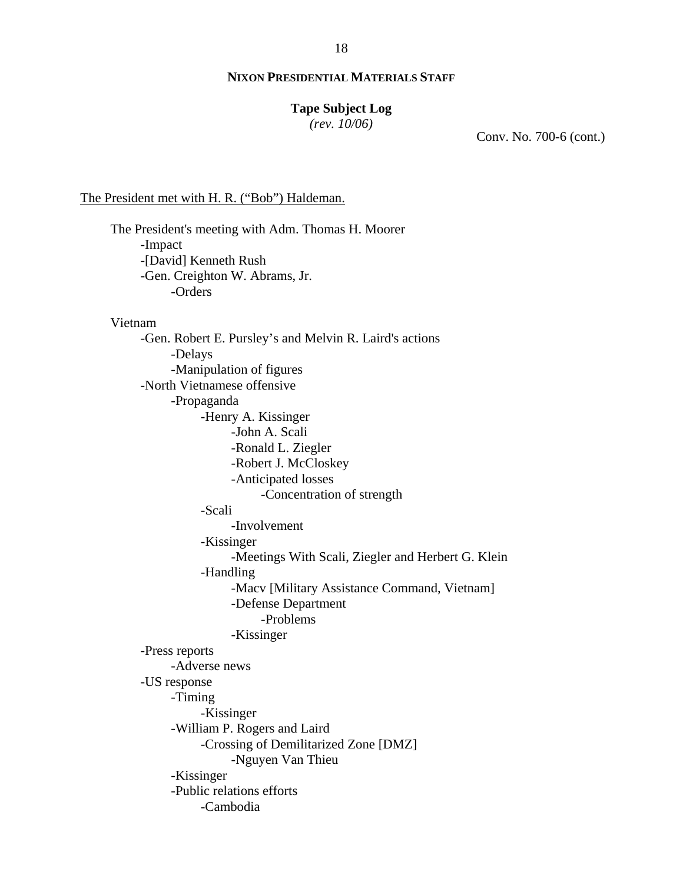**NIXON PRESIDENTIAL MATERIALS STAFF**

**Tape Subject Log**
*(rev. 10/06)*

Conv. No. 700-6 (cont.)

<u>The President met with H. R. ("Bob") Haldeman.</u>

The President's meeting with Adm. Thomas H. Moorer
- -Impact
- -[David] Kenneth Rush
- -Gen. Creighton W. Abrams, Jr.
  - -Orders

Vietnam
- -Gen. Robert E. Pursley's and Melvin R. Laird's actions
  - -Delays
  - -Manipulation of figures
- -North Vietnamese offensive
  - -Propaganda
    - -Henry A. Kissinger
      - -John A. Scali
      - -Ronald L. Ziegler
      - -Robert J. McCloskey
      - -Anticipated losses
        - -Concentration of strength
    - -Scali
      - -Involvement
    - -Kissinger
      - -Meetings With Scali, Ziegler and Herbert G. Klein
    - -Handling
      - -Macv [Military Assistance Command, Vietnam]
      - -Defense Department
        - -Problems
      - -Kissinger
- -Press reports
  - -Adverse news
- -US response
  - -Timing
    - -Kissinger
  - -William P. Rogers and Laird
    - -Crossing of Demilitarized Zone [DMZ]
      - -Nguyen Van Thieu
  - -Kissinger
  - -Public relations efforts
    - -Cambodia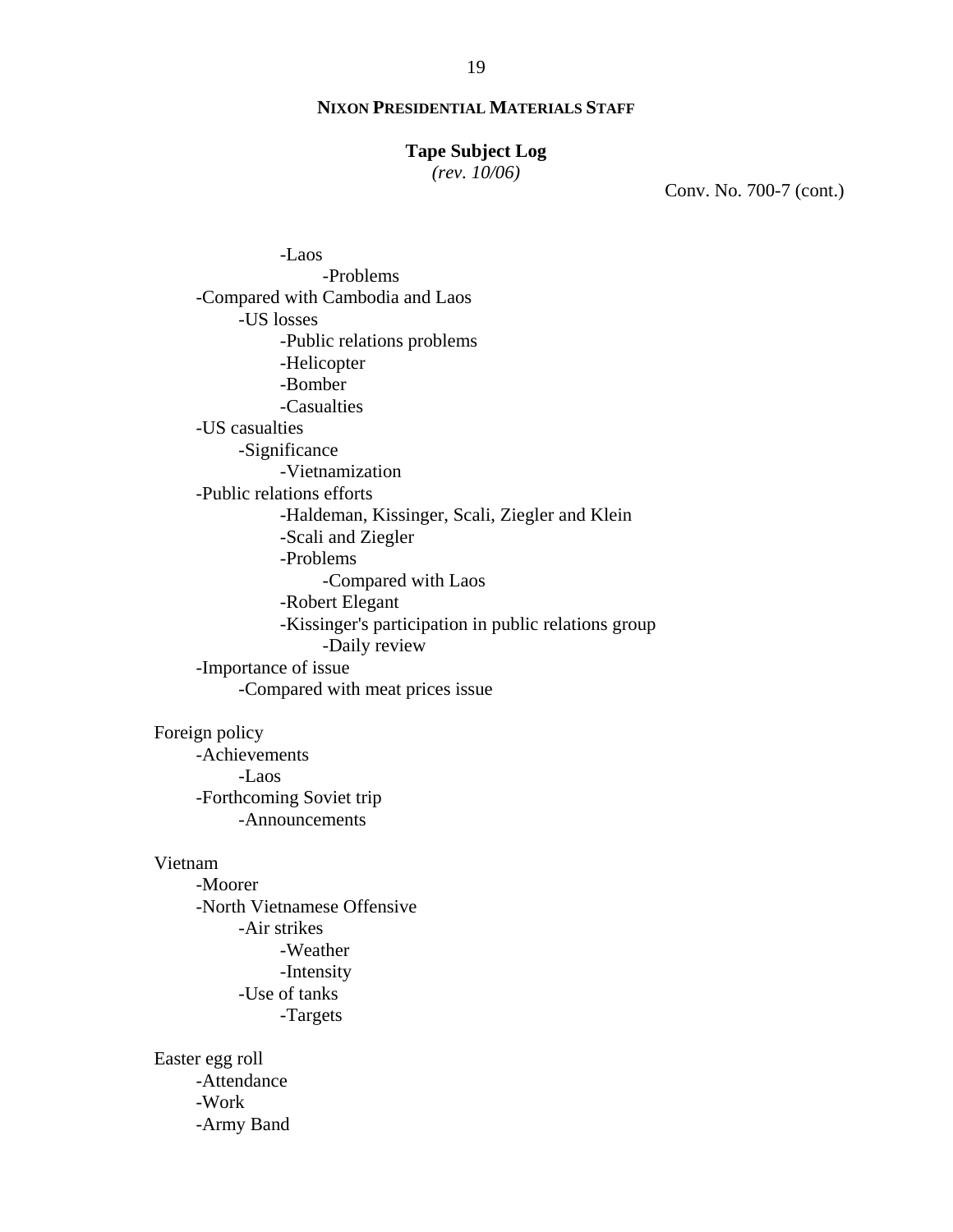Conv. No. 700-7 (cont.)

- -Laos
  - -Problems
- -Compared with Cambodia and Laos
  - -US losses
    - -Public relations problems
    - -Helicopter
    - -Bomber
    - -Casualties
- -US casualties
  - -Significance
    - -Vietnamization
- -Public relations efforts
    - -Haldeman, Kissinger, Scali, Ziegler and Klein
    - -Scali and Ziegler
    - -Problems
      - -Compared with Laos
    - -Robert Elegant
    - -Kissinger's participation in public relations group
      - -Daily review
- -Importance of issue
  - -Compared with meat prices issue

Foreign policy
- -Achievements
  - -Laos
- -Forthcoming Soviet trip
  - -Announcements

Vietnam
- -Moorer
- -North Vietnamese Offensive
  - -Air strikes
    - -Weather
    - -Intensity
  - -Use of tanks
    - -Targets

Easter egg roll
- -Attendance
- -Work
- -Army Band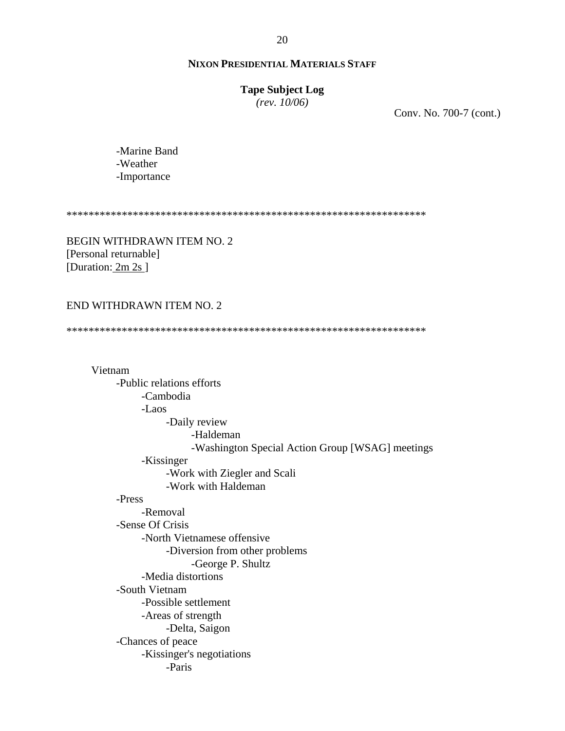**NIXON PRESIDENTIAL MATERIALS STAFF**

**Tape Subject Log**
*(rev. 10/06)*

Conv. No. 700-7 (cont.)

- -Marine Band
- -Weather
- -Importance

******************************************************************

BEGIN WITHDRAWN ITEM NO. 2
[Personal returnable]
[Duration: 2m 2s ]

END WITHDRAWN ITEM NO. 2

******************************************************************

Vietnam
- -Public relations efforts
    - -Cambodia
    - -Laos
        - -Daily review
            - -Haldeman
            - -Washington Special Action Group [WSAG] meetings
    - -Kissinger
        - -Work with Ziegler and Scali
        - -Work with Haldeman
- -Press
    - -Removal
- -Sense Of Crisis
    - -North Vietnamese offensive
        - -Diversion from other problems
            - -George P. Shultz
    - -Media distortions
- -South Vietnam
    - -Possible settlement
    - -Areas of strength
        - -Delta, Saigon
- -Chances of peace
    - -Kissinger's negotiations
        - -Paris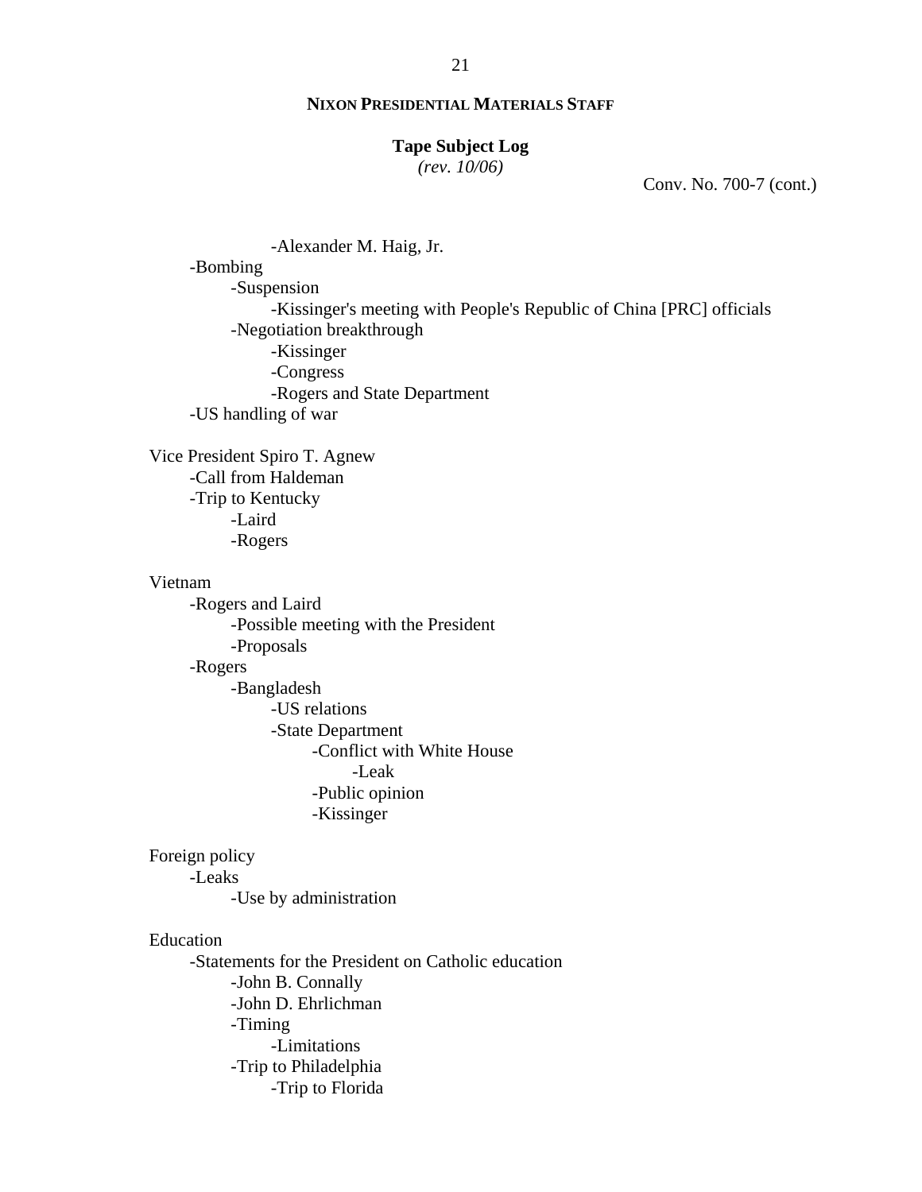**NIXON PRESIDENTIAL MATERIALS STAFF**

**Tape Subject Log**
*(rev. 10/06)*

Conv. No. 700-7 (cont.)

- 
    - 
        - -Alexander M. Haig, Jr.
- -Bombing
    - -Suspension
        - -Kissinger's meeting with People's Republic of China [PRC] officials
    - -Negotiation breakthrough
        - -Kissinger
        - -Congress
        - -Rogers and State Department
- -US handling of war

Vice President Spiro T. Agnew

- -Call from Haldeman
- -Trip to Kentucky
    - -Laird
    - -Rogers

Vietnam

- -Rogers and Laird
    - -Possible meeting with the President
    - -Proposals
- -Rogers
    - -Bangladesh
        - -US relations
        - -State Department
            - -Conflict with White House
                - -Leak
            - -Public opinion
            - -Kissinger

Foreign policy

- -Leaks
    - -Use by administration

Education

- -Statements for the President on Catholic education
    - -John B. Connally
    - -John D. Ehrlichman
    - -Timing
        - -Limitations
    - -Trip to Philadelphia
        - -Trip to Florida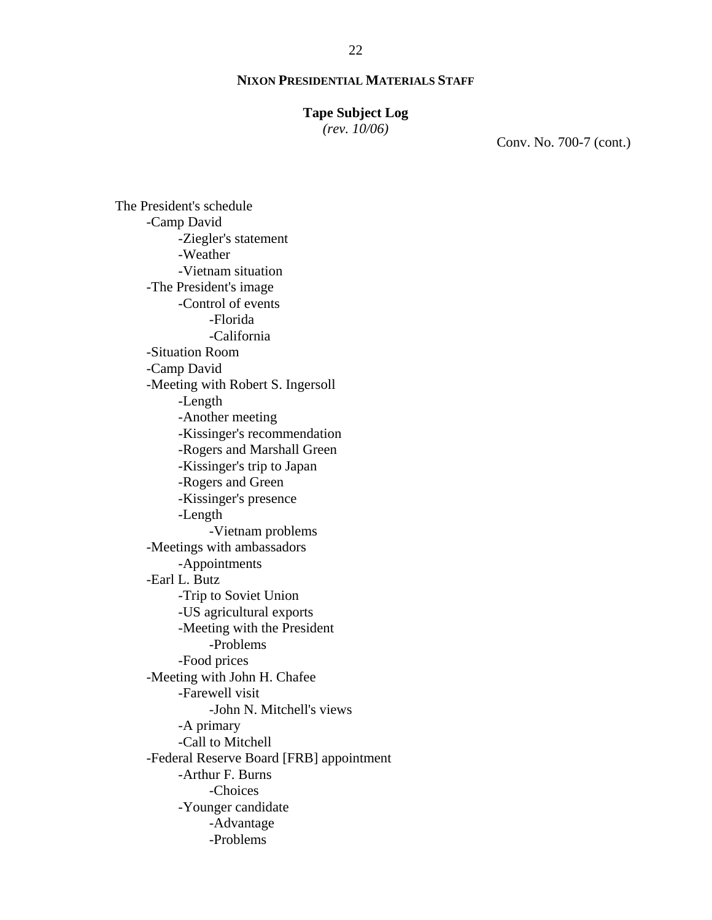**NIXON PRESIDENTIAL MATERIALS STAFF**

**Tape Subject Log**
*(rev. 10/06)*

Conv. No. 700-7 (cont.)

The President's schedule
- -Camp David
  - -Ziegler's statement
  - -Weather
  - -Vietnam situation
- -The President's image
  - -Control of events
    - -Florida
    - -California
- -Situation Room
- -Camp David
- -Meeting with Robert S. Ingersoll
  - -Length
  - -Another meeting
  - -Kissinger's recommendation
  - -Rogers and Marshall Green
  - -Kissinger's trip to Japan
  - -Rogers and Green
  - -Kissinger's presence
  - -Length
    - -Vietnam problems
- -Meetings with ambassadors
  - -Appointments
- -Earl L. Butz
  - -Trip to Soviet Union
  - -US agricultural exports
  - -Meeting with the President
    - -Problems
  - -Food prices
- -Meeting with John H. Chafee
  - -Farewell visit
    - -John N. Mitchell's views
  - -A primary
  - -Call to Mitchell
- -Federal Reserve Board [FRB] appointment
  - -Arthur F. Burns
    - -Choices
  - -Younger candidate
    - -Advantage
    - -Problems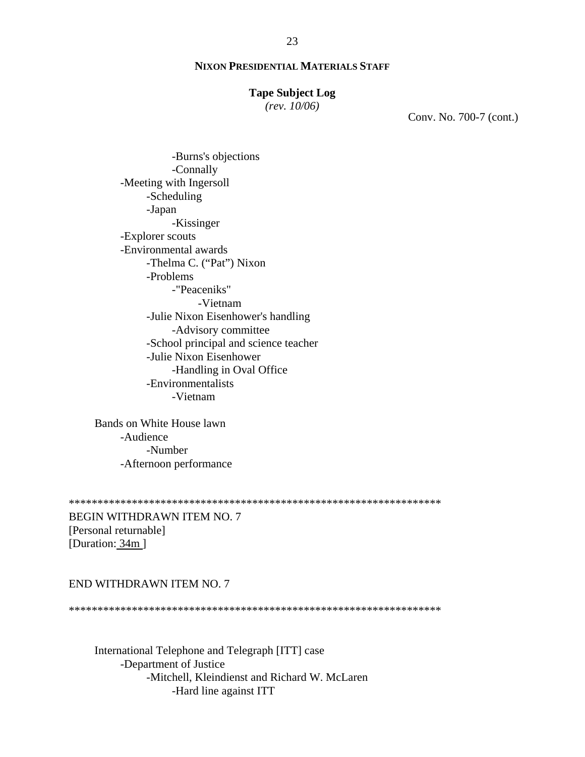**NIXON PRESIDENTIAL MATERIALS STAFF**

**Tape Subject Log**
*(rev. 10/06)*

Conv. No. 700-7 (cont.)

- -Burns's objections
- -Connally
- -Meeting with Ingersoll
  - -Scheduling
  - -Japan
    - -Kissinger
- -Explorer scouts
- -Environmental awards
  - -Thelma C. ("Pat") Nixon
  - -Problems
    - -"Peaceniks"
      - -Vietnam
  - -Julie Nixon Eisenhower's handling
    - -Advisory committee
  - -School principal and science teacher
  - -Julie Nixon Eisenhower
    - -Handling in Oval Office
  - -Environmentalists
    - -Vietnam

Bands on White House lawn
- -Audience
  - -Number
- -Afternoon performance

*****************************************************************

BEGIN WITHDRAWN ITEM NO. 7
[Personal returnable]
[Duration: 34m ]

END WITHDRAWN ITEM NO. 7

*****************************************************************

International Telephone and Telegraph [ITT] case
- -Department of Justice
  - -Mitchell, Kleindienst and Richard W. McLaren
    - -Hard line against ITT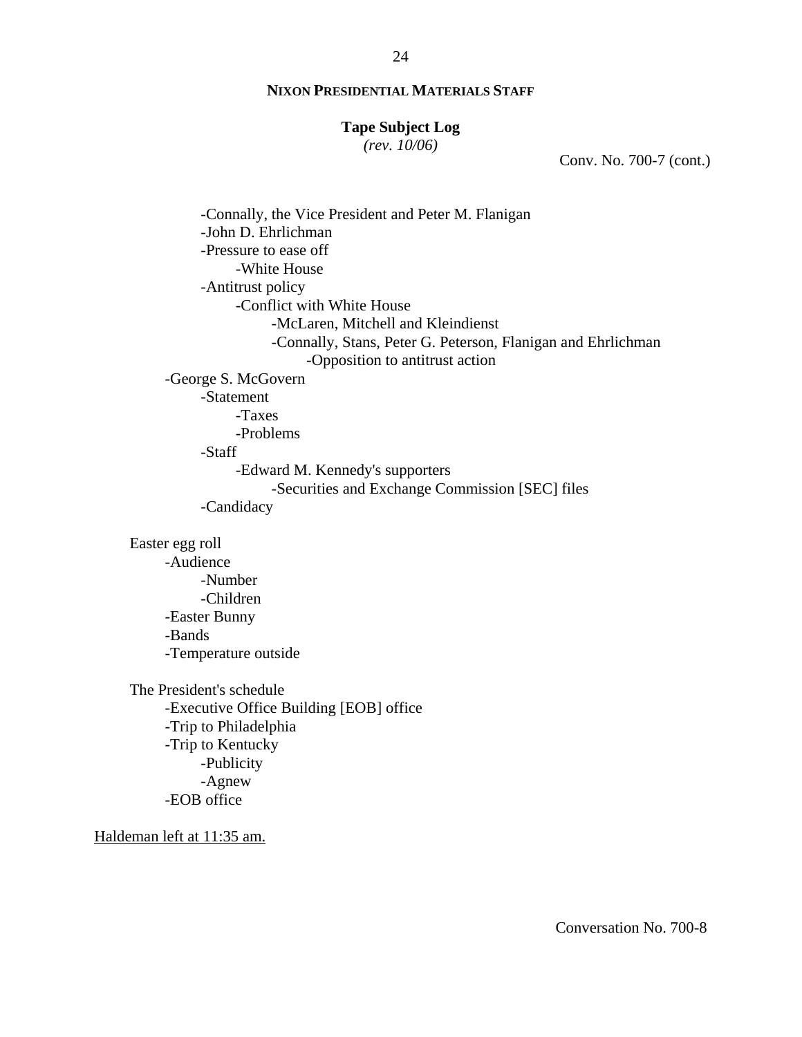Conv. No. 700-7 (cont.)

- Connally, the Vice President and Peter M. Flanigan
- John D. Ehrlichman
- Pressure to ease off
    - White House
- Antitrust policy
    - Conflict with White House
        - McLaren, Mitchell and Kleindienst
        - Connally, Stans, Peter G. Peterson, Flanigan and Ehrlichman
            - Opposition to antitrust action

- George S. McGovern
    - Statement
        - Taxes
        - Problems
    - Staff
        - Edward M. Kennedy's supporters
            - Securities and Exchange Commission [SEC] files
    - Candidacy

Easter egg roll
- Audience
    - Number
    - Children
- Easter Bunny
- Bands
- Temperature outside

The President's schedule
- Executive Office Building [EOB] office
- Trip to Philadelphia
- Trip to Kentucky
    - Publicity
    - Agnew
- EOB office

<u>Haldeman left at 11:35 am.</u>

Conversation No. 700-8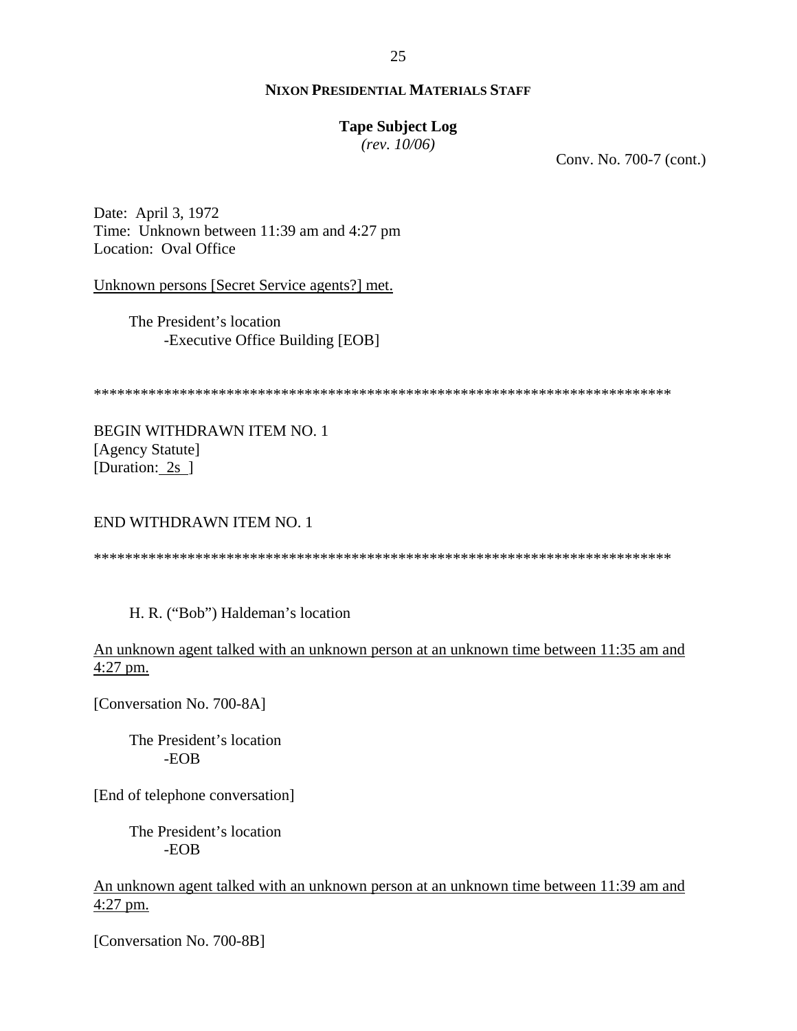**NIXON PRESIDENTIAL MATERIALS STAFF**

**Tape Subject Log**
*(rev. 10/06)*

Conv. No. 700-7 (cont.)

Date: April 3, 1972
Time: Unknown between 11:39 am and 4:27 pm
Location: Oval Office

Unknown persons [Secret Service agents?] met.

The President's location
-Executive Office Building [EOB]

******************************************************************************

BEGIN WITHDRAWN ITEM NO. 1
[Agency Statute]
[Duration: 2s ]

END WITHDRAWN ITEM NO. 1

******************************************************************************

H. R. ("Bob") Haldeman's location

An unknown agent talked with an unknown person at an unknown time between 11:35 am and 4:27 pm.

[Conversation No. 700-8A]

The President's location
-EOB

[End of telephone conversation]

The President's location
-EOB

An unknown agent talked with an unknown person at an unknown time between 11:39 am and 4:27 pm.

[Conversation No. 700-8B]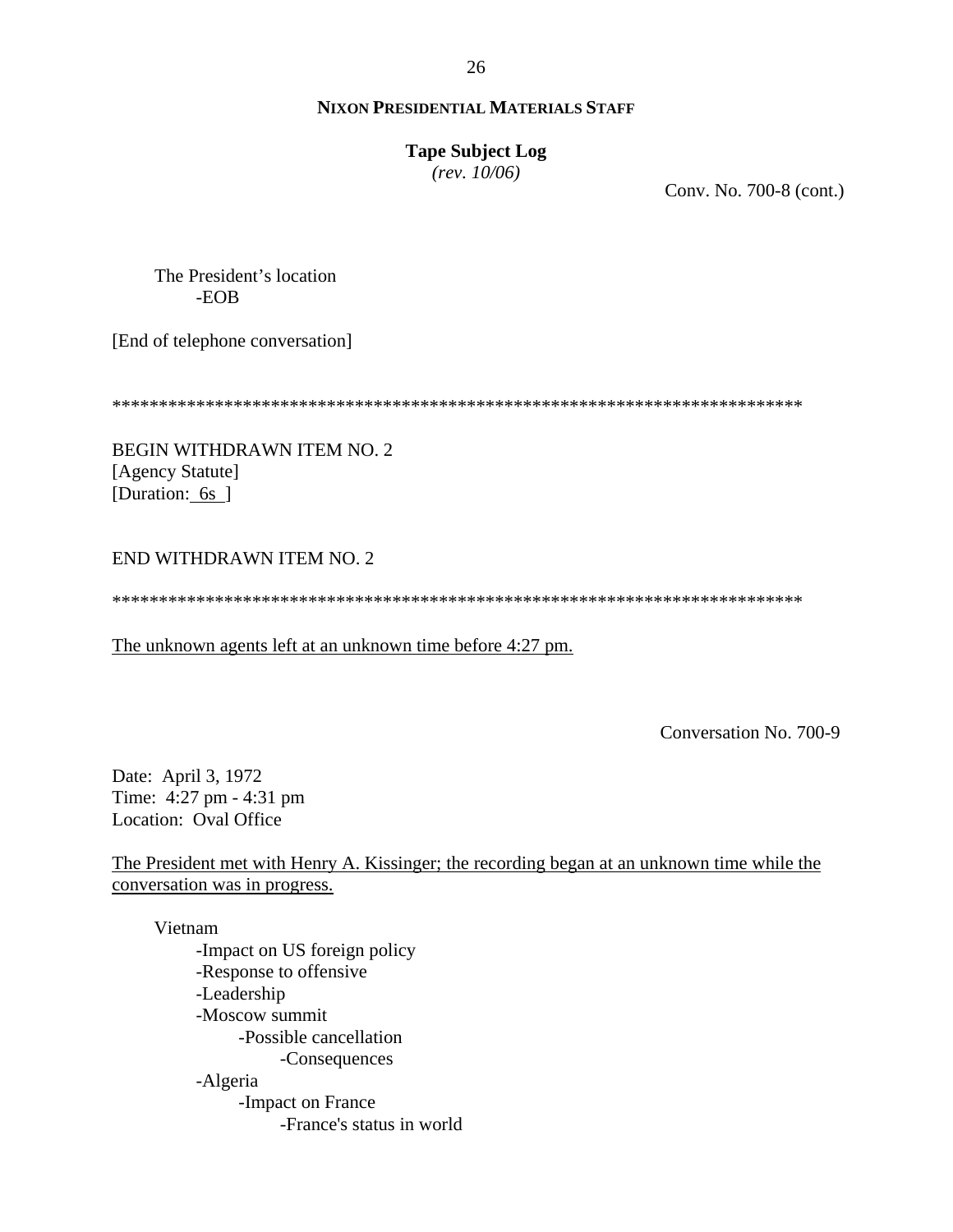Conv. No. 700-8 (cont.)

The President's location
- EOB

[End of telephone conversation]

\*\*\*\*\*\*\*\*\*\*\*\*\*\*\*\*\*\*\*\*\*\*\*\*\*\*\*\*\*\*\*\*\*\*\*\*\*\*\*\*\*\*\*\*\*\*\*\*\*\*\*\*\*\*\*\*\*\*\*\*\*\*\*\*\*\*\*\*\*\*\*\*\*\*\*\*

BEGIN WITHDRAWN ITEM NO. 2
[Agency Statute]
[Duration: <u>6s</u> ]

END WITHDRAWN ITEM NO. 2

\*\*\*\*\*\*\*\*\*\*\*\*\*\*\*\*\*\*\*\*\*\*\*\*\*\*\*\*\*\*\*\*\*\*\*\*\*\*\*\*\*\*\*\*\*\*\*\*\*\*\*\*\*\*\*\*\*\*\*\*\*\*\*\*\*\*\*\*\*\*\*\*\*\*\*\*

<u>The unknown agents left at an unknown time before 4:27 pm.</u>

Conversation No. 700-9

Date: April 3, 1972
Time: 4:27 pm - 4:31 pm
Location: Oval Office

<u>The President met with Henry A. Kissinger; the recording began at an unknown time while the conversation was in progress.</u>

Vietnam
- Impact on US foreign policy
- Response to offensive
- Leadership
- Moscow summit
  - Possible cancellation
    - Consequences
- Algeria
  - Impact on France
    - France's status in world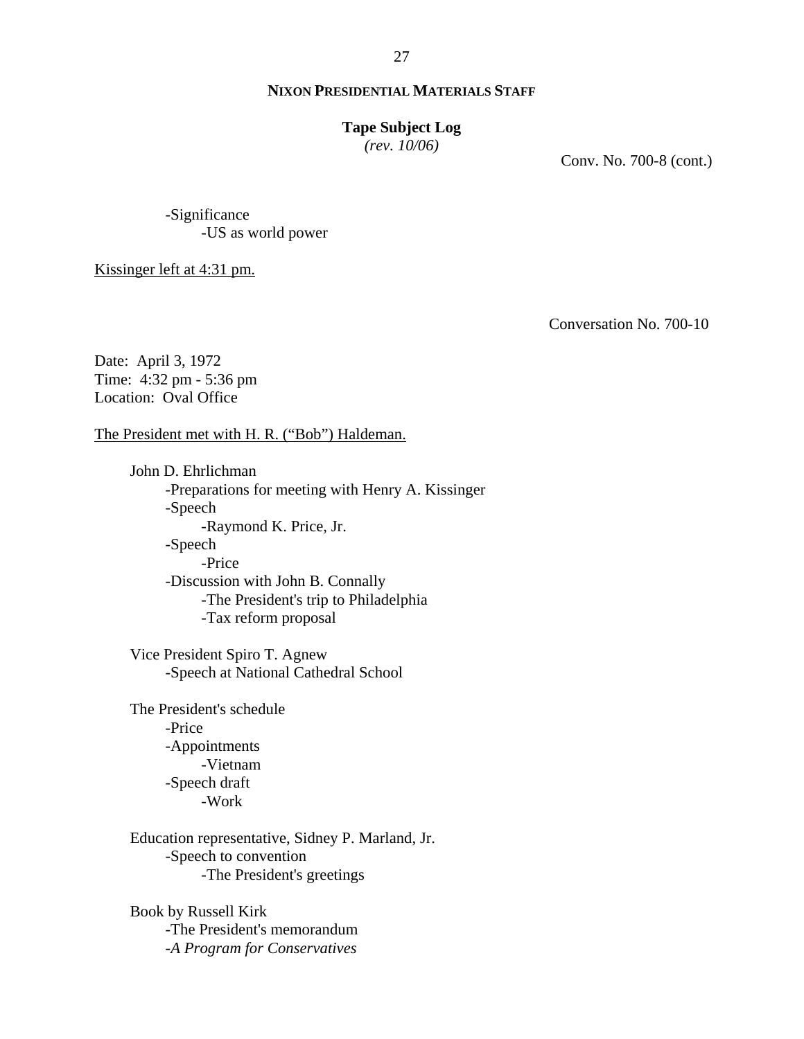Conv. No. 700-8 (cont.)

- -Significance
    - -US as world power

<u>Kissinger left at 4:31 pm.</u>

Conversation No. 700-10

Date: April 3, 1972
Time: 4:32 pm - 5:36 pm
Location: Oval Office

<u>The President met with H. R. ("Bob") Haldeman.</u>

John D. Ehrlichman
- -Preparations for meeting with Henry A. Kissinger
- -Speech
    - -Raymond K. Price, Jr.
- -Speech
    - -Price
- -Discussion with John B. Connally
    - -The President's trip to Philadelphia
    - -Tax reform proposal

Vice President Spiro T. Agnew
- -Speech at National Cathedral School

The President's schedule
- -Price
- -Appointments
    - -Vietnam
- -Speech draft
    - -Work

Education representative, Sidney P. Marland, Jr.
- -Speech to convention
    - -The President's greetings

Book by Russell Kirk
- -The President's memorandum
- -*A Program for Conservatives*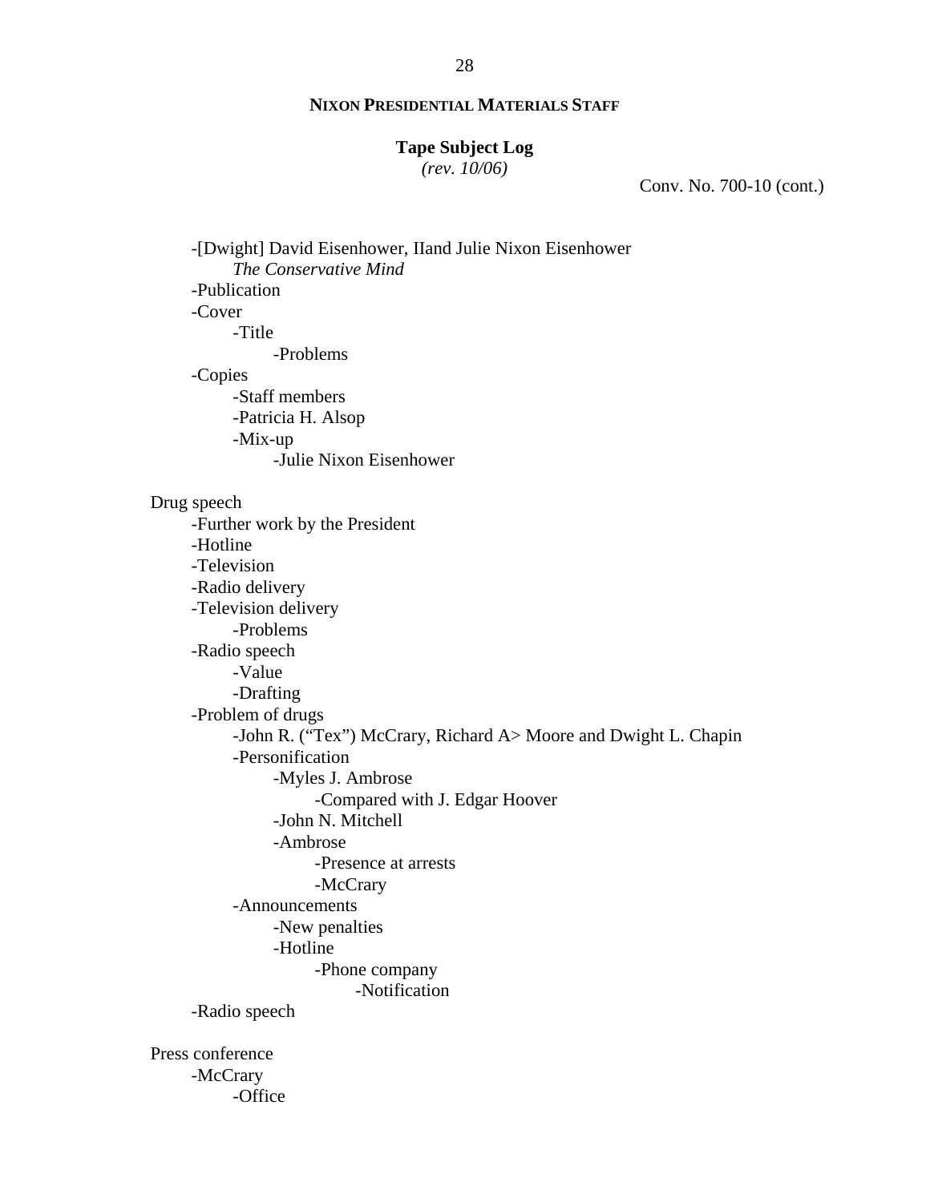**NIXON PRESIDENTIAL MATERIALS STAFF**

**Tape Subject Log**
*(rev. 10/06)*

Conv. No. 700-10 (cont.)

- -[Dwight] David Eisenhower, IIand Julie Nixon Eisenhower
  - *The Conservative Mind*
- -Publication
- -Cover
  - -Title
    - -Problems
- -Copies
  - -Staff members
  - -Patricia H. Alsop
  - -Mix-up
    - -Julie Nixon Eisenhower

Drug speech
- -Further work by the President
- -Hotline
- -Television
- -Radio delivery
- -Television delivery
  - -Problems
- -Radio speech
  - -Value
  - -Drafting
- -Problem of drugs
  - -John R. ("Tex") McCrary, Richard A> Moore and Dwight L. Chapin
  - -Personification
    - -Myles J. Ambrose
      - -Compared with J. Edgar Hoover
    - -John N. Mitchell
    - -Ambrose
      - -Presence at arrests
      - -McCrary
  - -Announcements
    - -New penalties
    - -Hotline
      - -Phone company
        - -Notification
- -Radio speech

Press conference
- -McCrary
  - -Office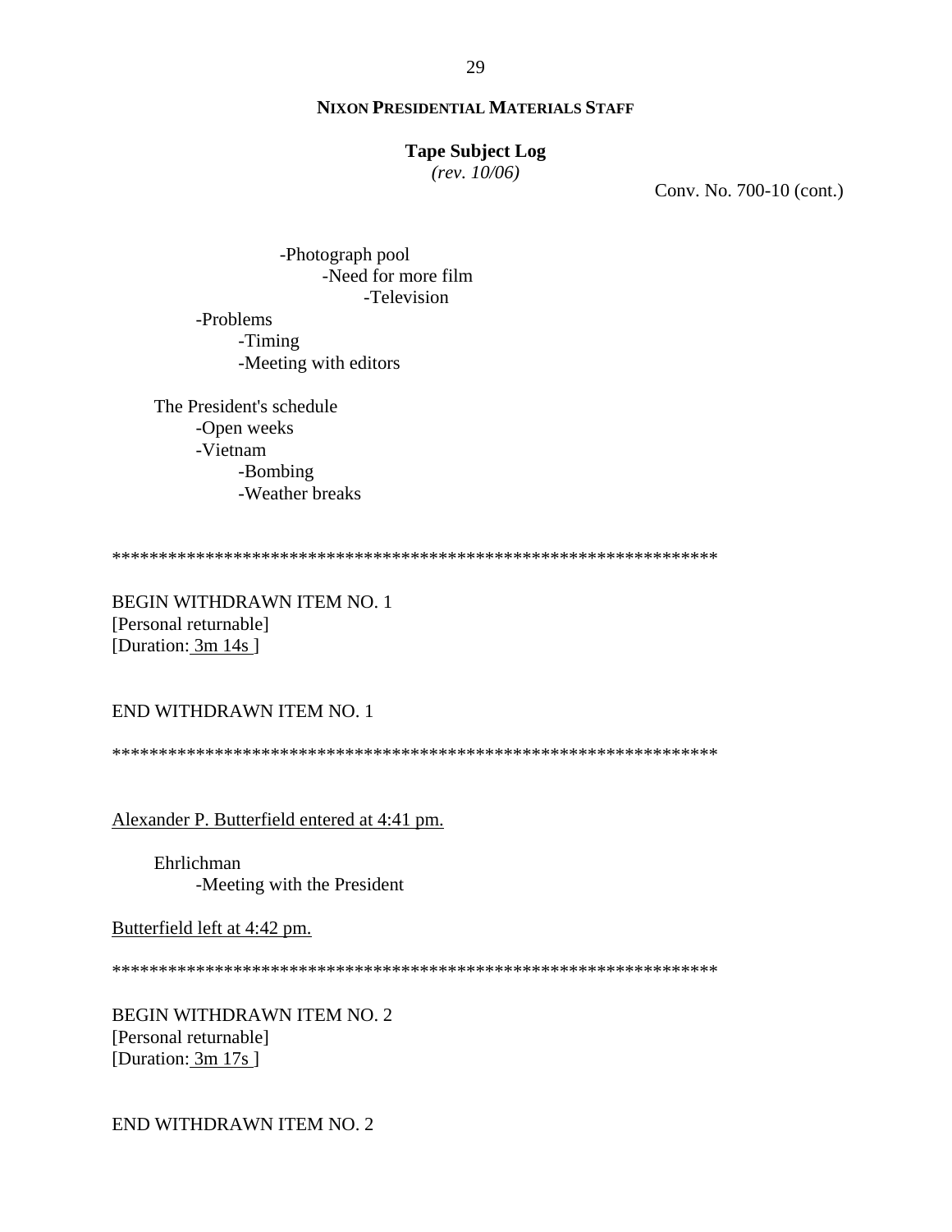**NIXON PRESIDENTIAL MATERIALS STAFF**

**Tape Subject Log**
*(rev. 10/06)*

Conv. No. 700-10 (cont.)

- -Photograph pool
    - -Need for more film
        - -Television
- -Problems
    - -Timing
    - -Meeting with editors

The President's schedule
- -Open weeks
- -Vietnam
    - -Bombing
    - -Weather breaks

******************************************************************

BEGIN WITHDRAWN ITEM NO. 1
[Personal returnable]
[Duration: 3m 14s ]

END WITHDRAWN ITEM NO. 1

******************************************************************

Alexander P. Butterfield entered at 4:41 pm.

Ehrlichman
- -Meeting with the President

Butterfield left at 4:42 pm.

******************************************************************

BEGIN WITHDRAWN ITEM NO. 2
[Personal returnable]
[Duration: 3m 17s ]

END WITHDRAWN ITEM NO. 2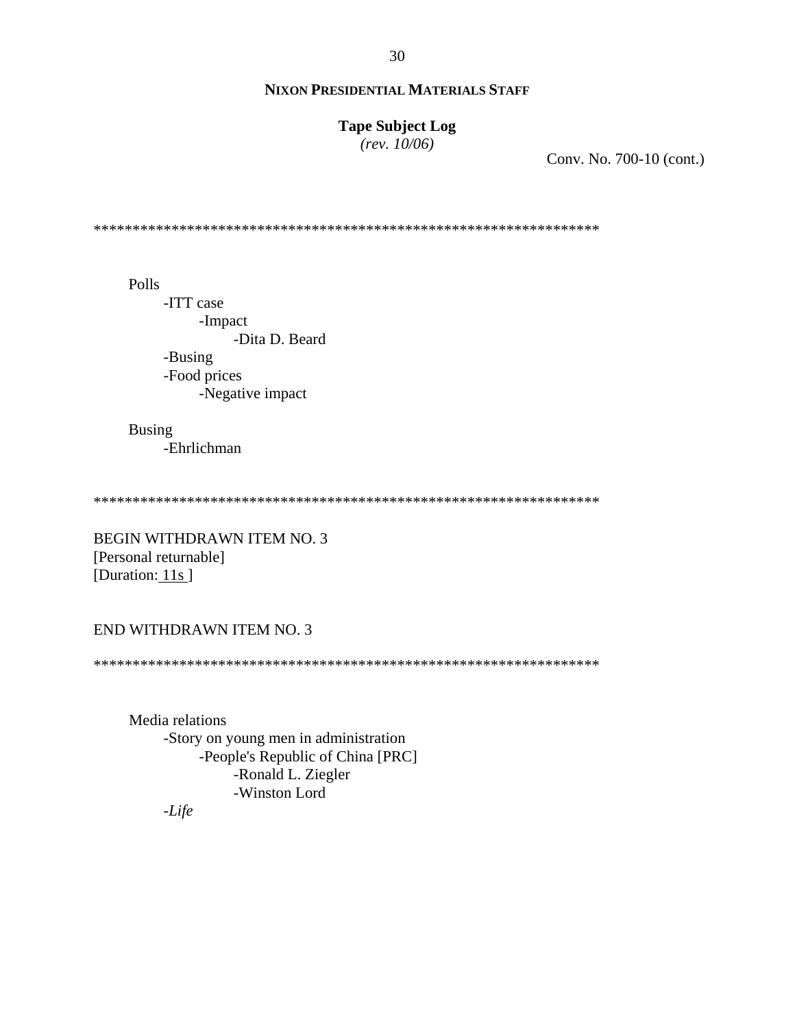**NIXON PRESIDENTIAL MATERIALS STAFF**

**Tape Subject Log**
*(rev. 10/06)*

Conv. No. 700-10 (cont.)

*****************************************************************

Polls
- -ITT case
    - -Impact
        - -Dita D. Beard
- -Busing
- -Food prices
    - -Negative impact

Busing
- -Ehrlichman

*****************************************************************

BEGIN WITHDRAWN ITEM NO. 3
[Personal returnable]
[Duration: 11s ]

END WITHDRAWN ITEM NO. 3

*****************************************************************

Media relations
- -Story on young men in administration
    - -People's Republic of China [PRC]
        - -Ronald L. Ziegler
        - -Winston Lord
- -*Life*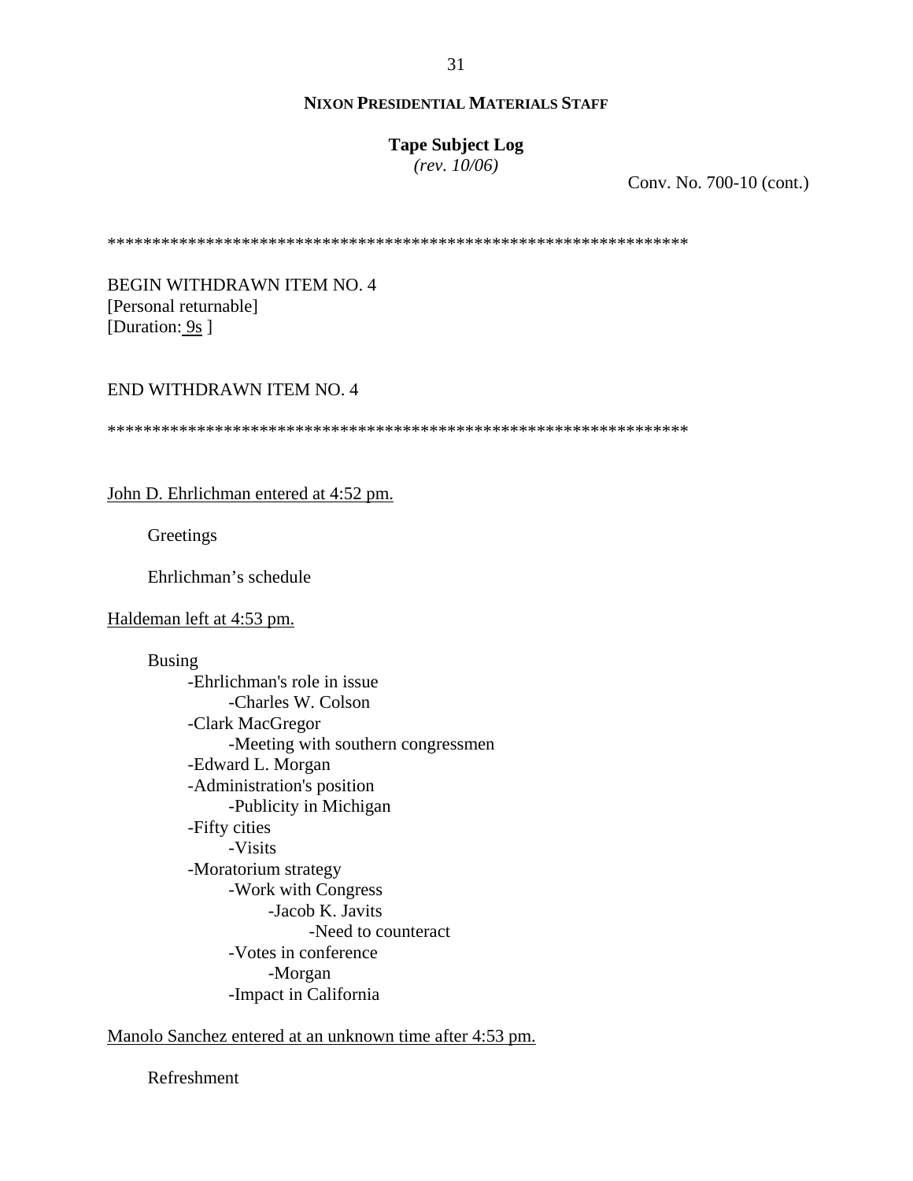**NIXON PRESIDENTIAL MATERIALS STAFF**

**Tape Subject Log**
*(rev. 10/06)*

Conv. No. 700-10 (cont.)

\*\*\*\*\*\*\*\*\*\*\*\*\*\*\*\*\*\*\*\*\*\*\*\*\*\*\*\*\*\*\*\*\*\*\*\*\*\*\*\*\*\*\*\*\*\*\*\*\*\*\*\*\*\*\*\*\*\*\*\*\*\*\*\*\*\*

BEGIN WITHDRAWN ITEM NO. 4
[Personal returnable]
[Duration: 9s ]

END WITHDRAWN ITEM NO. 4

\*\*\*\*\*\*\*\*\*\*\*\*\*\*\*\*\*\*\*\*\*\*\*\*\*\*\*\*\*\*\*\*\*\*\*\*\*\*\*\*\*\*\*\*\*\*\*\*\*\*\*\*\*\*\*\*\*\*\*\*\*\*\*\*\*\*

John D. Ehrlichman entered at 4:52 pm.

- Greetings
- Ehrlichman's schedule

Haldeman left at 4:53 pm.

- Busing
  - -Ehrlichman's role in issue
    - -Charles W. Colson
  - -Clark MacGregor
    - -Meeting with southern congressmen
  - -Edward L. Morgan
  - -Administration's position
    - -Publicity in Michigan
  - -Fifty cities
    - -Visits
  - -Moratorium strategy
    - -Work with Congress
      - -Jacob K. Javits
        - -Need to counteract
    - -Votes in conference
      - -Morgan
    - -Impact in California

Manolo Sanchez entered at an unknown time after 4:53 pm.

- Refreshment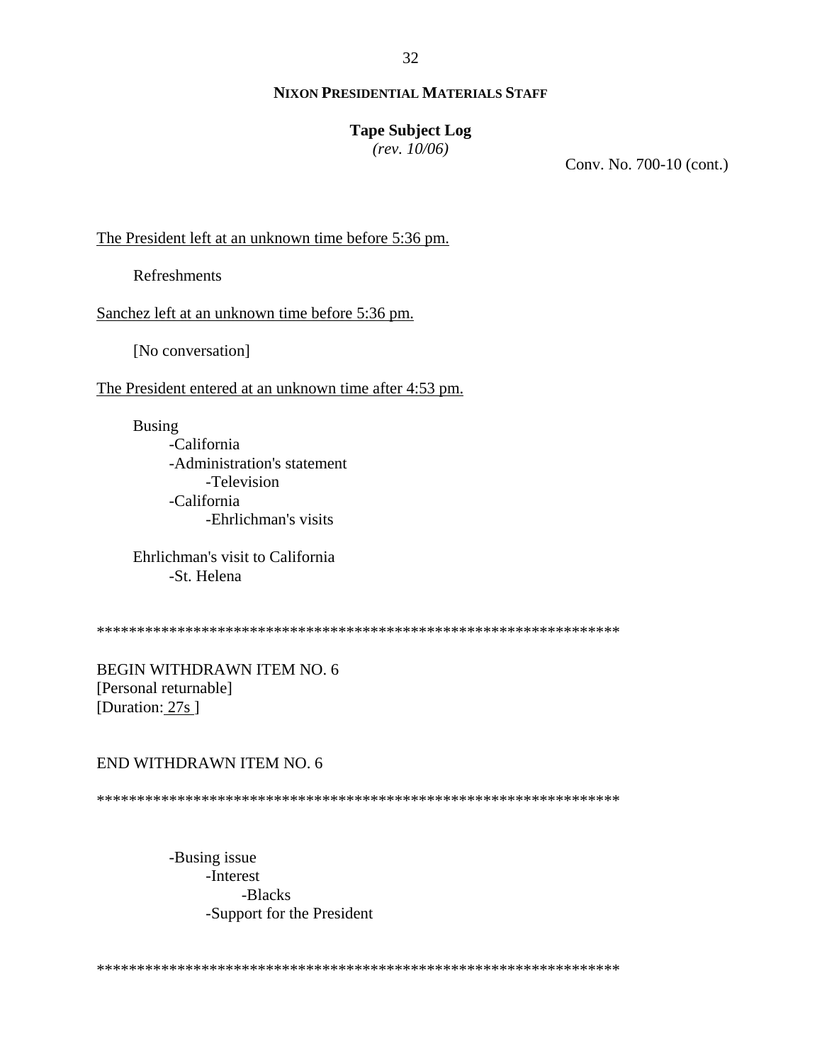Conv. No. 700-10 (cont.)

The President left at an unknown time before 5:36 pm.

Refreshments

Sanchez left at an unknown time before 5:36 pm.

[No conversation]

The President entered at an unknown time after 4:53 pm.

Busing
- California
- Administration's statement
  - Television
- California
  - Ehrlichman's visits

Ehrlichman's visit to California
- St. Helena

*****************************************************************

BEGIN WITHDRAWN ITEM NO. 6
[Personal returnable]
[Duration: 27s ]

END WITHDRAWN ITEM NO. 6

*****************************************************************

- Busing issue
  - Interest
    - Blacks
  - Support for the President

*****************************************************************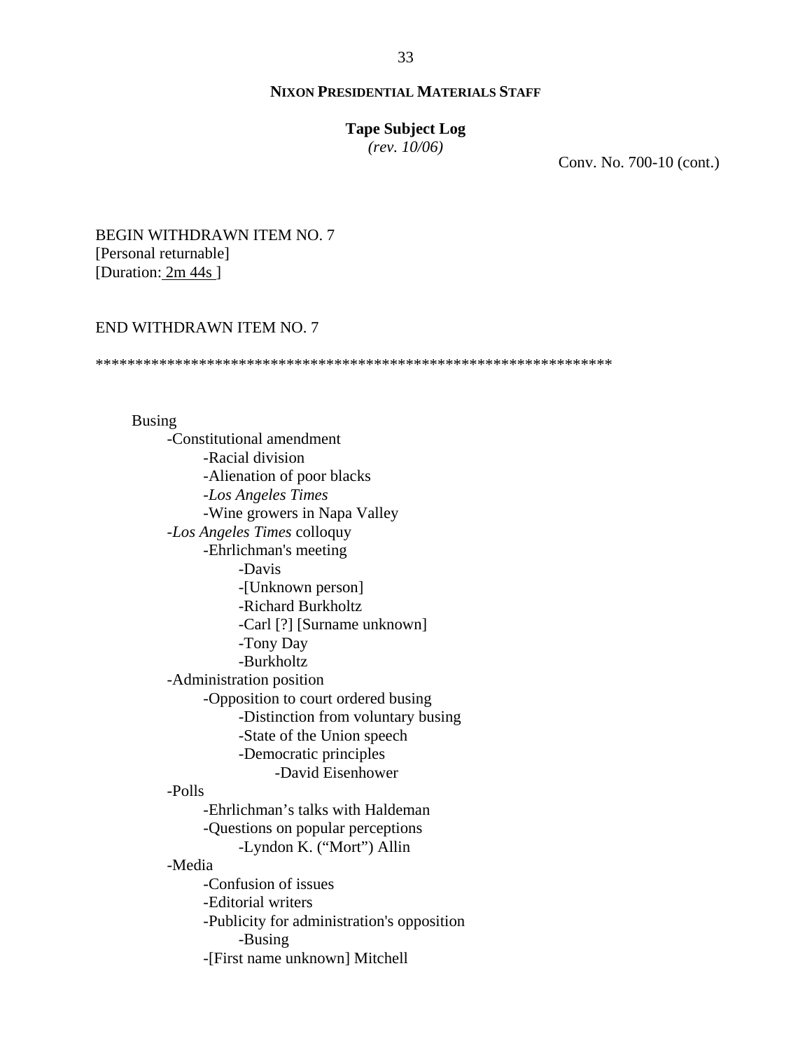**NIXON PRESIDENTIAL MATERIALS STAFF**

**Tape Subject Log**
*(rev. 10/06)*

Conv. No. 700-10 (cont.)

BEGIN WITHDRAWN ITEM NO. 7
[Personal returnable]
[Duration: 2m 44s ]

END WITHDRAWN ITEM NO. 7

*****************************************************************

Busing
- -Constitutional amendment
    - -Racial division
    - -Alienation of poor blacks
    - -*Los Angeles Times*
    - -Wine growers in Napa Valley
- -*Los Angeles Times* colloquy
    - -Ehrlichman's meeting
        - -Davis
        - -[Unknown person]
        - -Richard Burkholtz
        - -Carl [?] [Surname unknown]
        - -Tony Day
        - -Burkholtz
- -Administration position
    - -Opposition to court ordered busing
        - -Distinction from voluntary busing
        - -State of the Union speech
        - -Democratic principles
            - -David Eisenhower
- -Polls
    - -Ehrlichman's talks with Haldeman
    - -Questions on popular perceptions
        - -Lyndon K. ("Mort") Allin
- -Media
    - -Confusion of issues
    - -Editorial writers
    - -Publicity for administration's opposition
        - -Busing
    - -[First name unknown] Mitchell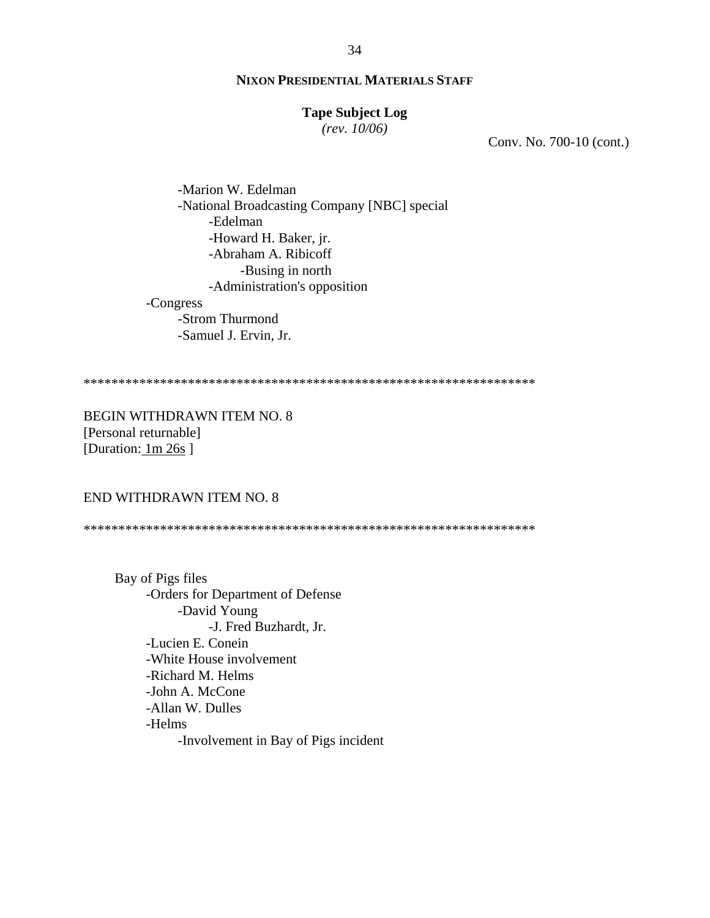**NIXON PRESIDENTIAL MATERIALS STAFF**

**Tape Subject Log**
*(rev. 10/06)*

Conv. No. 700-10 (cont.)

- Marion W. Edelman
- National Broadcasting Company [NBC] special
    - Edelman
    - Howard H. Baker, jr.
    - Abraham A. Ribicoff
        - Busing in north
    - Administration's opposition

-Congress
- Strom Thurmond
- Samuel J. Ervin, Jr.

*****************************************************************

BEGIN WITHDRAWN ITEM NO. 8
[Personal returnable]
[Duration: 1m 26s ]

END WITHDRAWN ITEM NO. 8

*****************************************************************

Bay of Pigs files
- Orders for Department of Defense
    - David Young
        - J. Fred Buzhardt, Jr.
- Lucien E. Conein
- White House involvement
- Richard M. Helms
- John A. McCone
- Allan W. Dulles
- Helms
    - Involvement in Bay of Pigs incident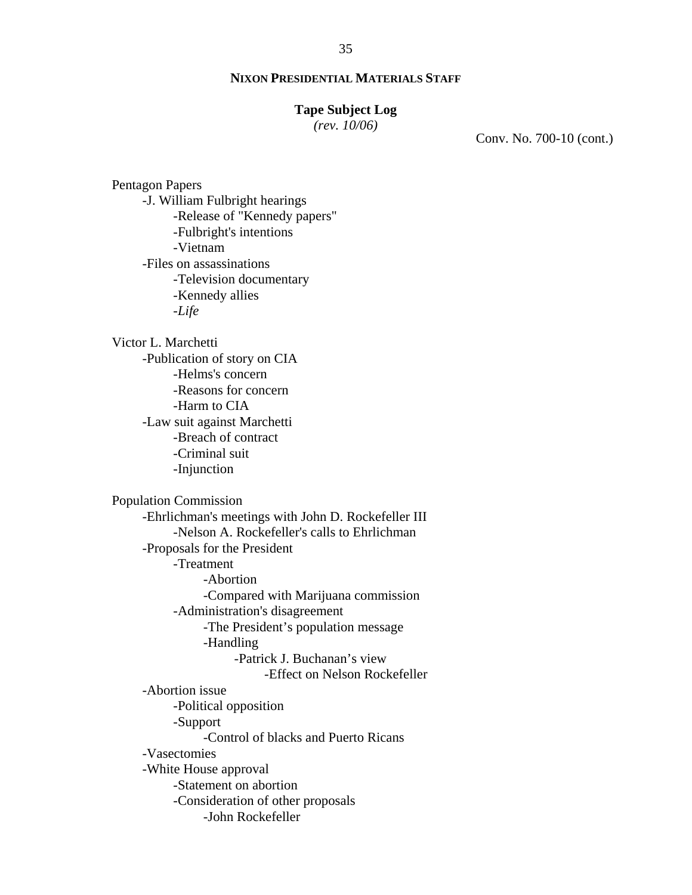**NIXON PRESIDENTIAL MATERIALS STAFF**

**Tape Subject Log**
*(rev. 10/06)*

Conv. No. 700-10 (cont.)

Pentagon Papers
- -J. William Fulbright hearings
    - -Release of "Kennedy papers"
    - -Fulbright's intentions
    - -Vietnam
- -Files on assassinations
    - -Television documentary
    - -Kennedy allies
    - -*Life*

Victor L. Marchetti
- -Publication of story on CIA
    - -Helms's concern
    - -Reasons for concern
    - -Harm to CIA
- -Law suit against Marchetti
    - -Breach of contract
    - -Criminal suit
    - -Injunction

Population Commission
- -Ehrlichman's meetings with John D. Rockefeller III
    - -Nelson A. Rockefeller's calls to Ehrlichman
- -Proposals for the President
    - -Treatment
        - -Abortion
        - -Compared with Marijuana commission
    - -Administration's disagreement
        - -The President's population message
        - -Handling
            - -Patrick J. Buchanan's view
                - -Effect on Nelson Rockefeller
- -Abortion issue
    - -Political opposition
    - -Support
        - -Control of blacks and Puerto Ricans
- -Vasectomies
- -White House approval
    - -Statement on abortion
    - -Consideration of other proposals
        - -John Rockefeller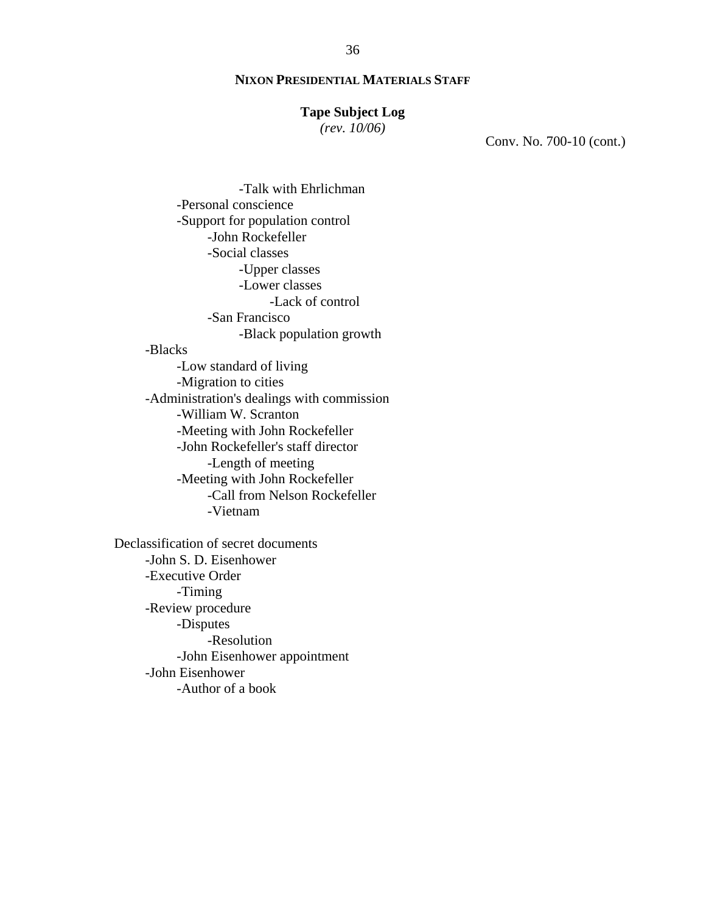**NIXON PRESIDENTIAL MATERIALS STAFF**

**Tape Subject Log**
*(rev. 10/06)*

Conv. No. 700-10 (cont.)

            -Talk with Ehrlichman
        -Personal conscience
        -Support for population control
            -John Rockefeller
            -Social classes
                -Upper classes
                -Lower classes
                    -Lack of control
            -San Francisco
                -Black population growth
    -Blacks
        -Low standard of living
        -Migration to cities
    -Administration's dealings with commission
        -William W. Scranton
        -Meeting with John Rockefeller
        -John Rockefeller's staff director
            -Length of meeting
        -Meeting with John Rockefeller
            -Call from Nelson Rockefeller
            -Vietnam

Declassification of secret documents
    -John S. D. Eisenhower
    -Executive Order
        -Timing
    -Review procedure
        -Disputes
            -Resolution
        -John Eisenhower appointment
    -John Eisenhower
        -Author of a book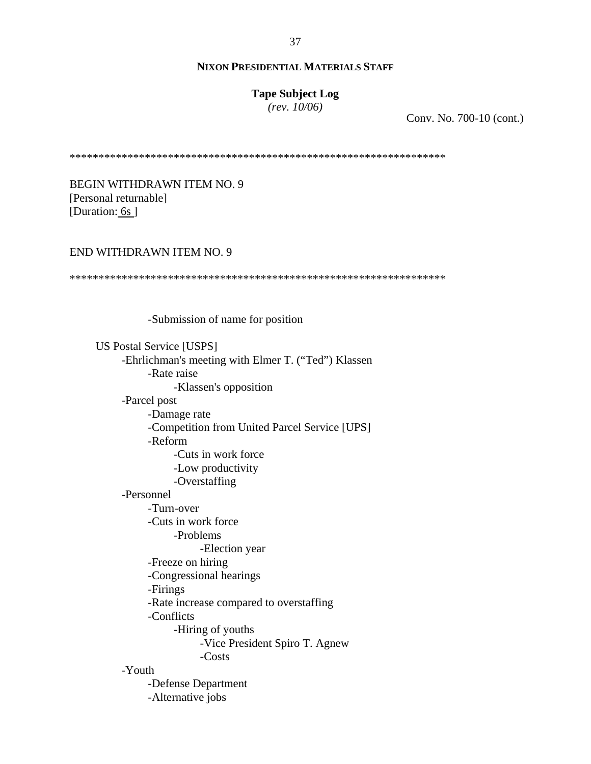**NIXON PRESIDENTIAL MATERIALS STAFF**

**Tape Subject Log**
*(rev. 10/06)*

Conv. No. 700-10 (cont.)

*****************************************************************

BEGIN WITHDRAWN ITEM NO. 9
[Personal returnable]
[Duration: 6s ]

END WITHDRAWN ITEM NO. 9

*****************************************************************

- -Submission of name for position

US Postal Service [USPS]
- -Ehrlichman's meeting with Elmer T. ("Ted") Klassen
  - -Rate raise
    - -Klassen's opposition
- -Parcel post
  - -Damage rate
  - -Competition from United Parcel Service [UPS]
  - -Reform
    - -Cuts in work force
    - -Low productivity
    - -Overstaffing
- -Personnel
  - -Turn-over
  - -Cuts in work force
    - -Problems
      - -Election year
  - -Freeze on hiring
  - -Congressional hearings
  - -Firings
  - -Rate increase compared to overstaffing
  - -Conflicts
    - -Hiring of youths
      - -Vice President Spiro T. Agnew
      - -Costs
- -Youth
  - -Defense Department
  - -Alternative jobs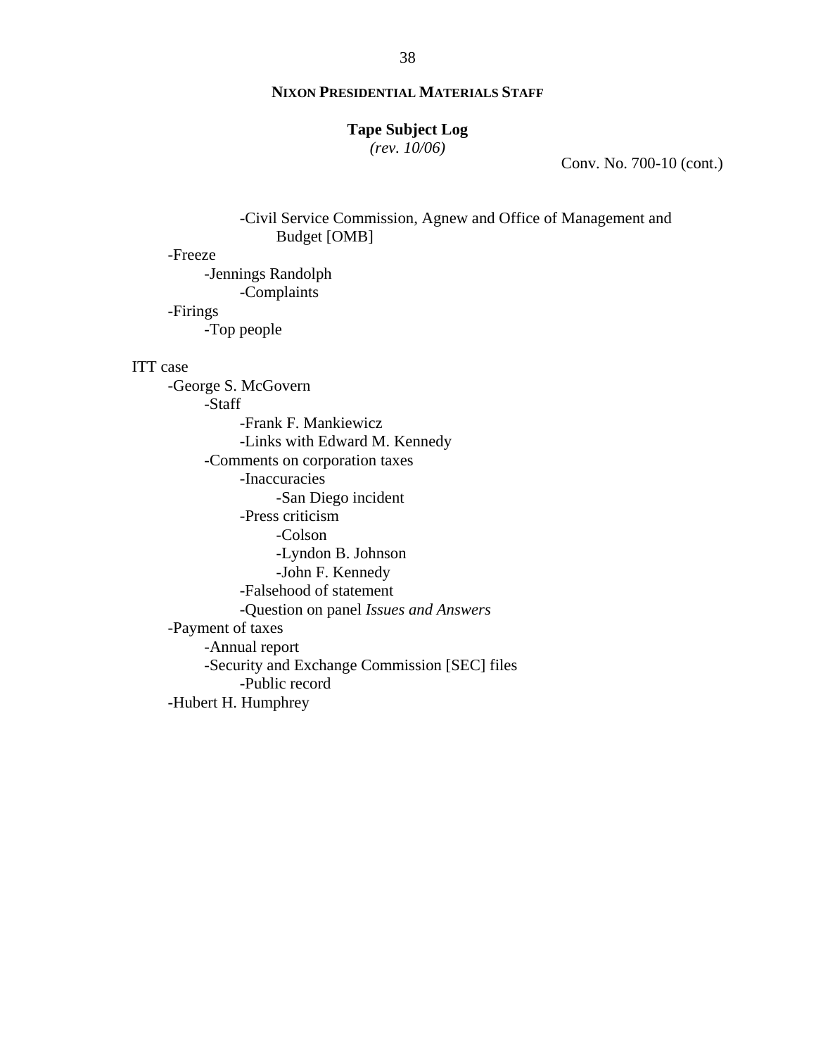**NIXON PRESIDENTIAL MATERIALS STAFF**

**Tape Subject Log**
*(rev. 10/06)*

Conv. No. 700-10 (cont.)

- -Civil Service Commission, Agnew and Office of Management and Budget [OMB]
- -Freeze
  - -Jennings Randolph
    - -Complaints
- -Firings
  - -Top people

ITT case

- -George S. McGovern
  - -Staff
    - -Frank F. Mankiewicz
    - -Links with Edward M. Kennedy
  - -Comments on corporation taxes
    - -Inaccuracies
      - -San Diego incident
    - -Press criticism
      - -Colson
      - -Lyndon B. Johnson
      - -John F. Kennedy
    - -Falsehood of statement
    - -Question on panel *Issues and Answers*
- -Payment of taxes
  - -Annual report
  - -Security and Exchange Commission [SEC] files
    - -Public record
- -Hubert H. Humphrey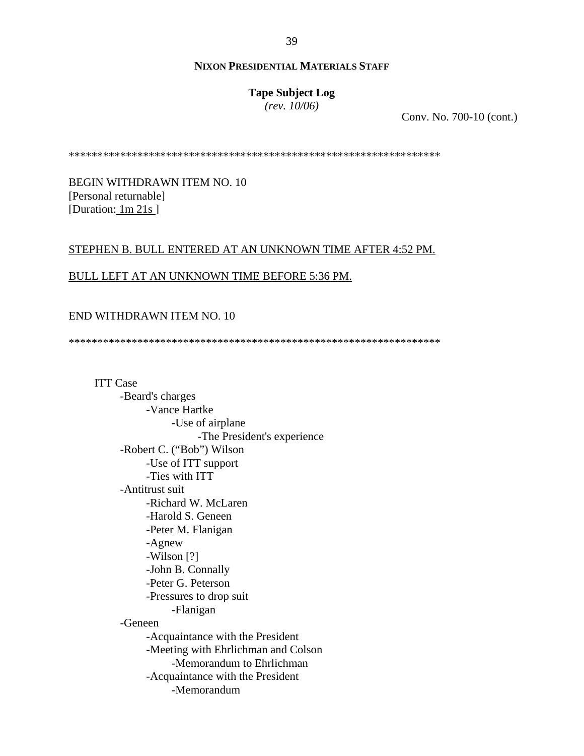**NIXON PRESIDENTIAL MATERIALS STAFF**

**Tape Subject Log**
*(rev. 10/06)*

Conv. No. 700-10 (cont.)

\*\*\*\*\*\*\*\*\*\*\*\*\*\*\*\*\*\*\*\*\*\*\*\*\*\*\*\*\*\*\*\*\*\*\*\*\*\*\*\*\*\*\*\*\*\*\*\*\*\*\*\*\*\*\*\*\*\*\*\*\*\*\*\*\*\*

BEGIN WITHDRAWN ITEM NO. 10
[Personal returnable]
[Duration: 1m 21s ]

STEPHEN B. BULL ENTERED AT AN UNKNOWN TIME AFTER 4:52 PM.

BULL LEFT AT AN UNKNOWN TIME BEFORE 5:36 PM.

END WITHDRAWN ITEM NO. 10

\*\*\*\*\*\*\*\*\*\*\*\*\*\*\*\*\*\*\*\*\*\*\*\*\*\*\*\*\*\*\*\*\*\*\*\*\*\*\*\*\*\*\*\*\*\*\*\*\*\*\*\*\*\*\*\*\*\*\*\*\*\*\*\*\*\*

ITT Case
- -Beard's charges
  - -Vance Hartke
    - -Use of airplane
      - -The President's experience
- -Robert C. ("Bob") Wilson
  - -Use of ITT support
  - -Ties with ITT
- -Antitrust suit
  - -Richard W. McLaren
  - -Harold S. Geneen
  - -Peter M. Flanigan
  - -Agnew
  - -Wilson [?]
  - -John B. Connally
  - -Peter G. Peterson
  - -Pressures to drop suit
    - -Flanigan
- -Geneen
  - -Acquaintance with the President
  - -Meeting with Ehrlichman and Colson
    - -Memorandum to Ehrlichman
  - -Acquaintance with the President
    - -Memorandum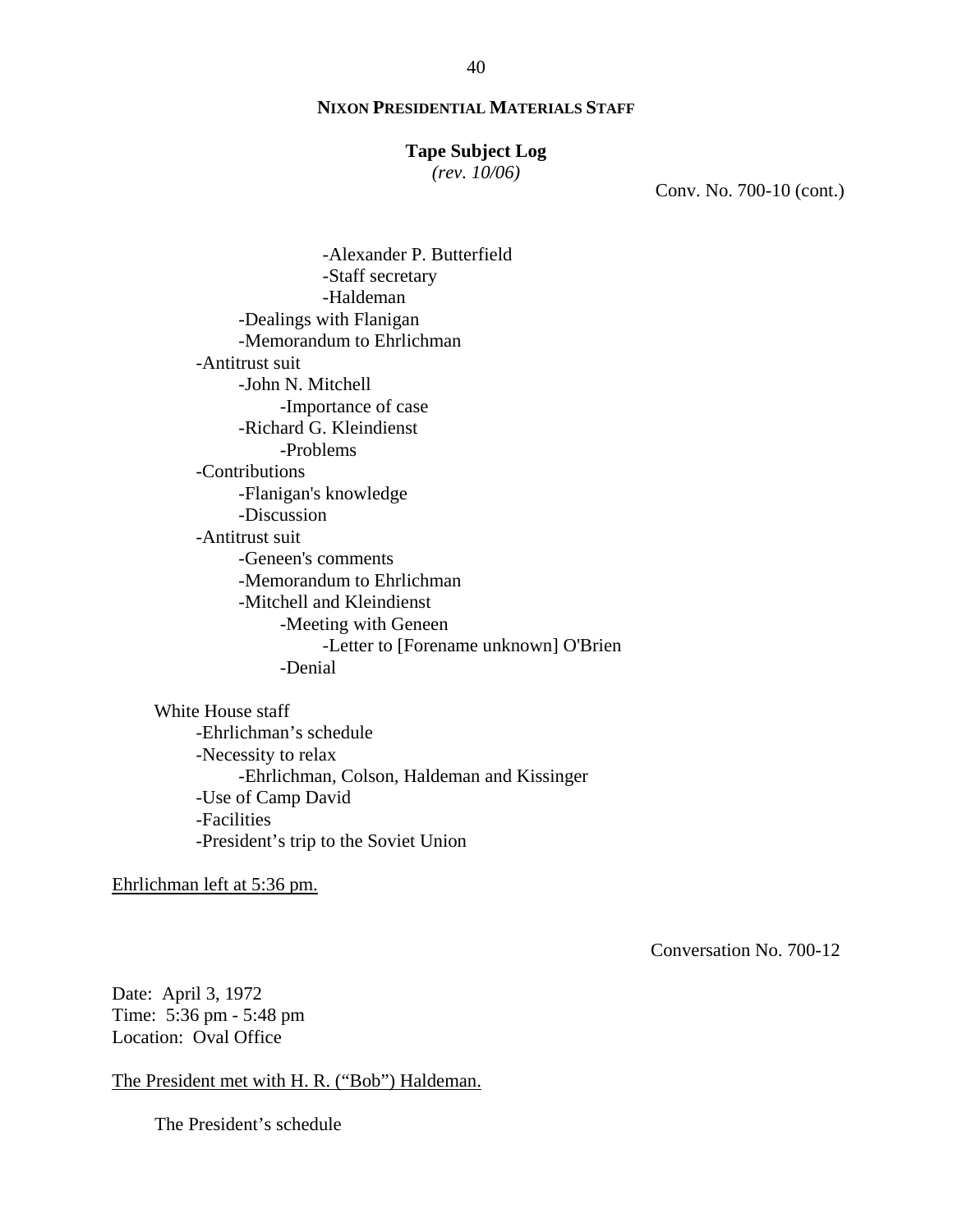Conv. No. 700-10 (cont.)

- -Alexander P. Butterfield
- -Staff secretary
- -Haldeman

- -Dealings with Flanigan
- -Memorandum to Ehrlichman

- -Antitrust suit
  - -John N. Mitchell
    - -Importance of case
  - -Richard G. Kleindienst
    - -Problems
- -Contributions
  - -Flanigan's knowledge
  - -Discussion
- -Antitrust suit
  - -Geneen's comments
  - -Memorandum to Ehrlichman
  - -Mitchell and Kleindienst
    - -Meeting with Geneen
      - -Letter to [Forename unknown] O'Brien
    - -Denial

White House staff

- -Ehrlichman's schedule
- -Necessity to relax
  - -Ehrlichman, Colson, Haldeman and Kissinger
- -Use of Camp David
- -Facilities
- -President's trip to the Soviet Union

<u>Ehrlichman left at 5:36 pm.</u>

Conversation No. 700-12

Date: April 3, 1972
Time: 5:36 pm - 5:48 pm
Location: Oval Office

<u>The President met with H. R. ("Bob") Haldeman.</u>

The President's schedule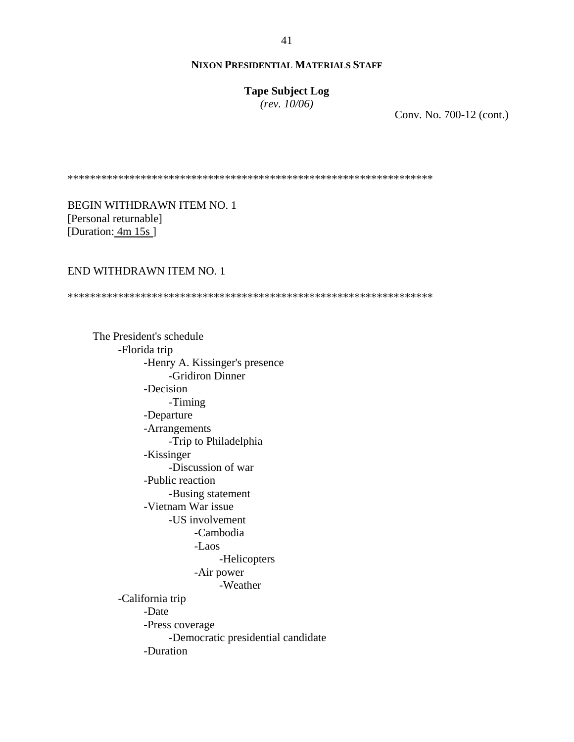**NIXON PRESIDENTIAL MATERIALS STAFF**

**Tape Subject Log**
*(rev. 10/06)*

Conv. No. 700-12 (cont.)

*****************************************************************

BEGIN WITHDRAWN ITEM NO. 1
[Personal returnable]
[Duration: 4m 15s ]

END WITHDRAWN ITEM NO. 1

*****************************************************************

- The President's schedule
  - -Florida trip
    - -Henry A. Kissinger's presence
      - -Gridiron Dinner
    - -Decision
      - -Timing
    - -Departure
    - -Arrangements
      - -Trip to Philadelphia
    - -Kissinger
      - -Discussion of war
    - -Public reaction
      - -Busing statement
    - -Vietnam War issue
      - -US involvement
        - -Cambodia
        - -Laos
          - -Helicopters
        - -Air power
          - -Weather
  - -California trip
    - -Date
    - -Press coverage
      - -Democratic presidential candidate
    - -Duration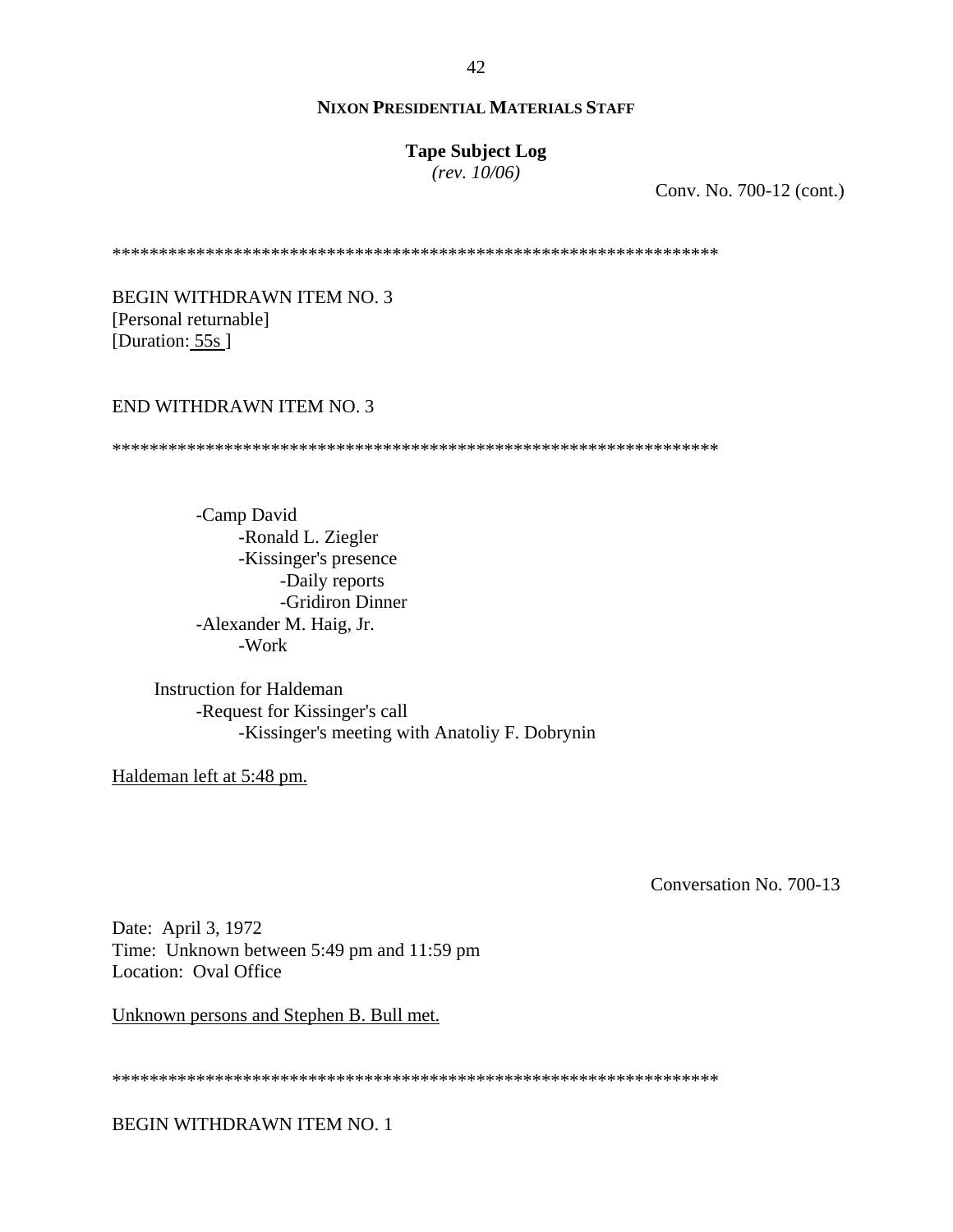**NIXON PRESIDENTIAL MATERIALS STAFF**

**Tape Subject Log**
*(rev. 10/06)*

Conv. No. 700-12 (cont.)

*****************************************************************

BEGIN WITHDRAWN ITEM NO. 3
[Personal returnable]
[Duration: 55s ]

END WITHDRAWN ITEM NO. 3

*****************************************************************

- -Camp David
    - -Ronald L. Ziegler
    - -Kissinger's presence
        - -Daily reports
        - -Gridiron Dinner
- -Alexander M. Haig, Jr.
    - -Work

Instruction for Haldeman
- -Request for Kissinger's call
    - -Kissinger's meeting with Anatoliy F. Dobrynin

Haldeman left at 5:48 pm.

Conversation No. 700-13

Date: April 3, 1972
Time: Unknown between 5:49 pm and 11:59 pm
Location: Oval Office

Unknown persons and Stephen B. Bull met.

*****************************************************************

BEGIN WITHDRAWN ITEM NO. 1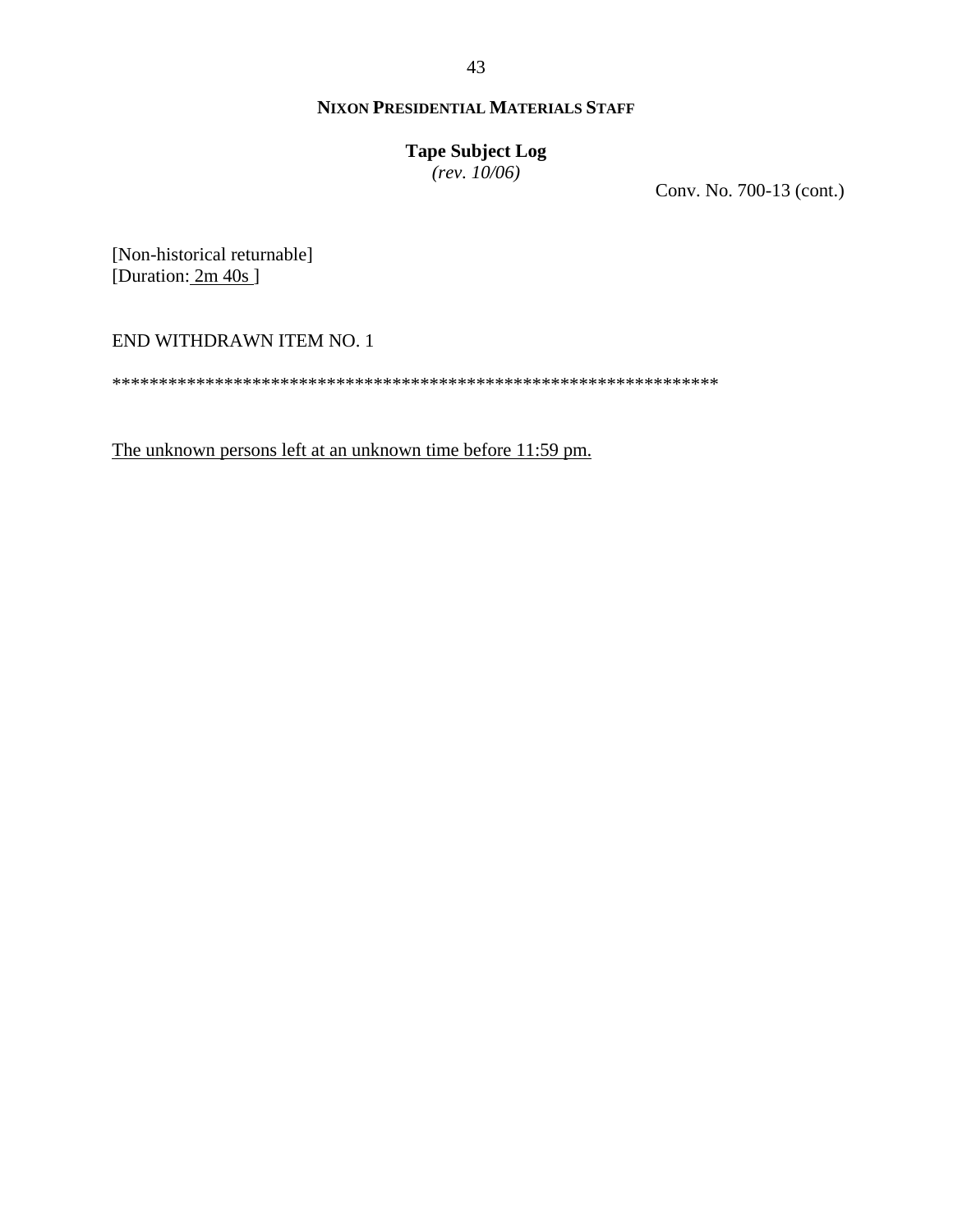**NIXON PRESIDENTIAL MATERIALS STAFF**

**Tape Subject Log**
*(rev. 10/06)*

Conv. No. 700-13 (cont.)

[Non-historical returnable]
[Duration: 2m 40s ]

END WITHDRAWN ITEM NO. 1

*****************************************************************

The unknown persons left at an unknown time before 11:59 pm.